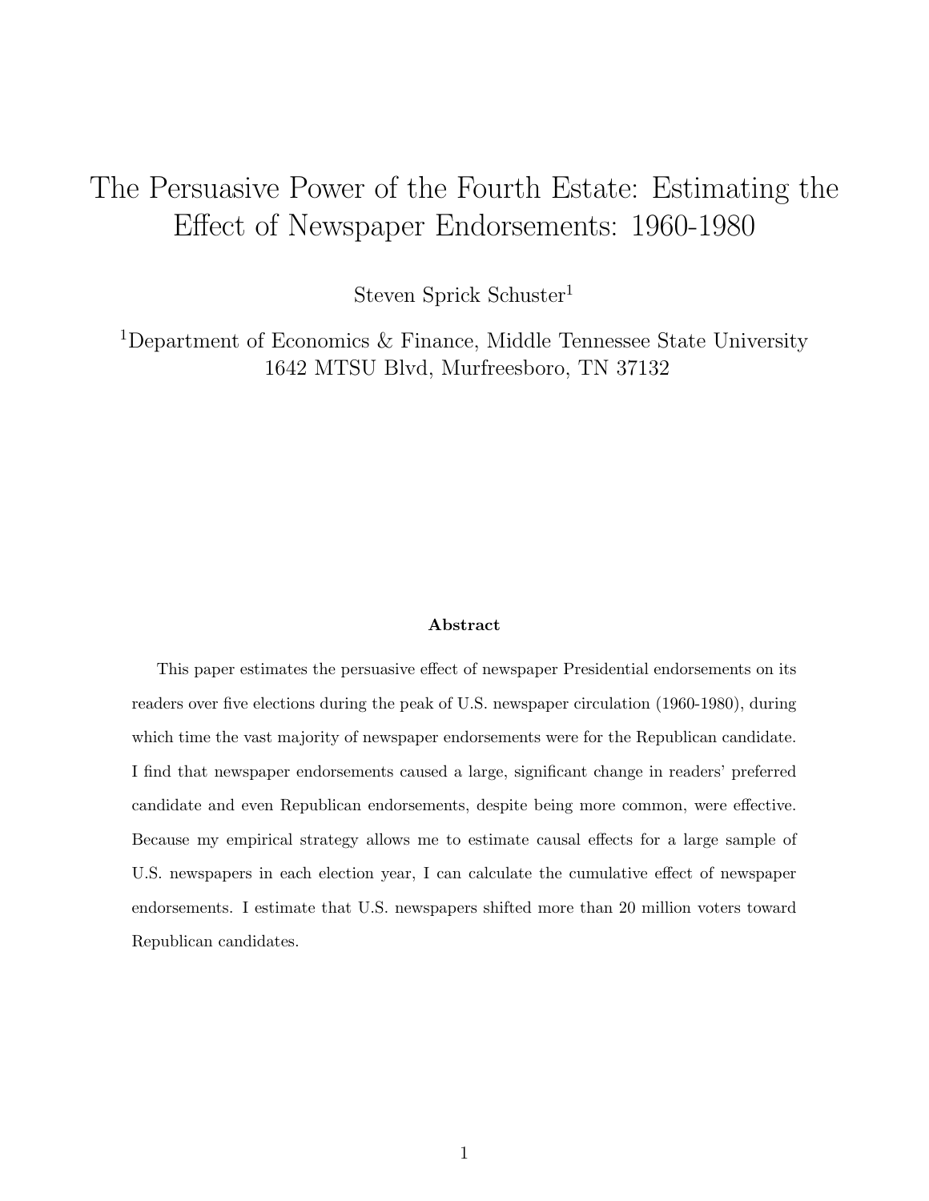# The Persuasive Power of the Fourth Estate: Estimating the Effect of Newspaper Endorsements: 1960-1980

Steven Sprick Schuster[1]

[1]Department of Economics & Finance, Middle Tennessee State University
1642 MTSU Blvd, Murfreesboro, TN 37132

**Abstract**

This paper estimates the persuasive effect of newspaper Presidential endorsements on its readers over five elections during the peak of U.S. newspaper circulation (1960-1980), during which time the vast majority of newspaper endorsements were for the Republican candidate. I find that newspaper endorsements caused a large, significant change in readers' preferred candidate and even Republican endorsements, despite being more common, were effective. Because my empirical strategy allows me to estimate causal effects for a large sample of U.S. newspapers in each election year, I can calculate the cumulative effect of newspaper endorsements. I estimate that U.S. newspapers shifted more than 20 million voters toward Republican candidates.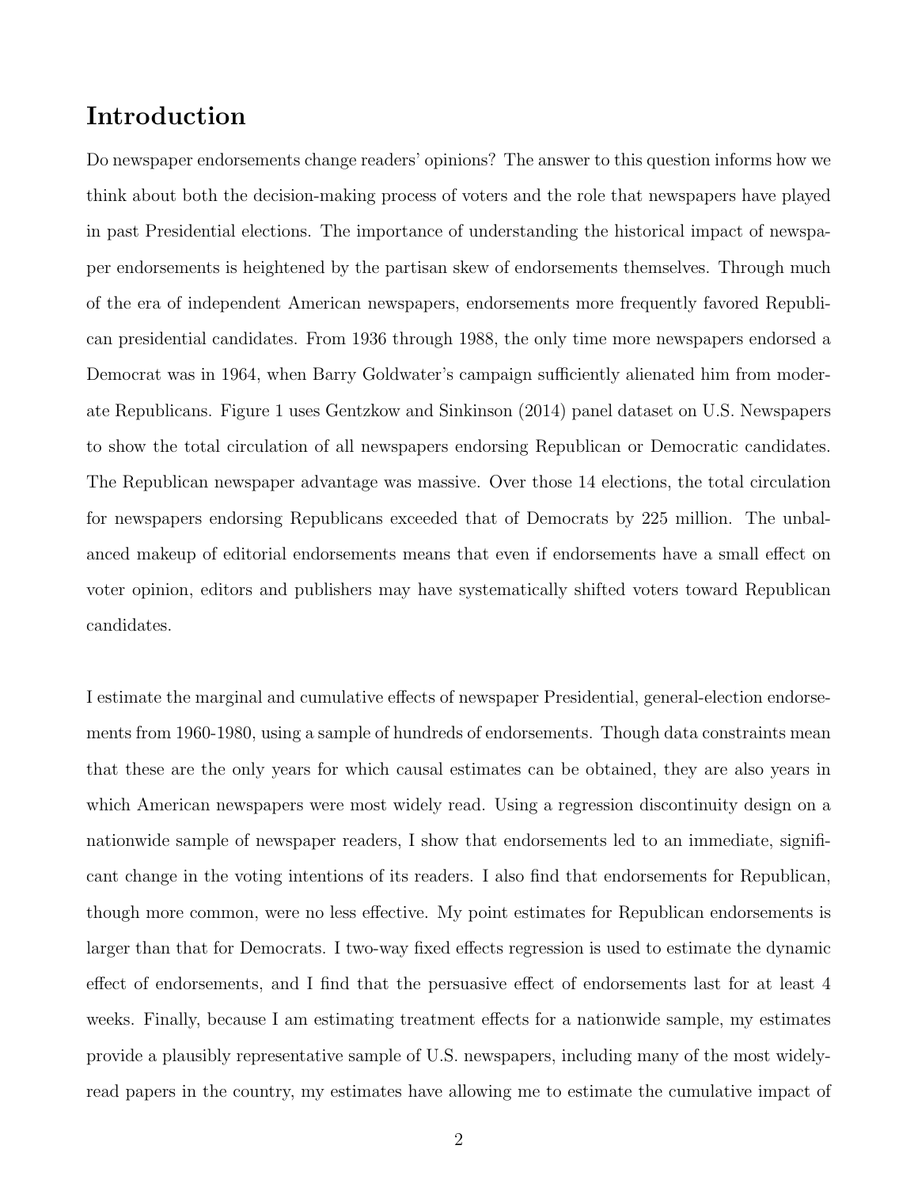## Introduction

Do newspaper endorsements change readers' opinions? The answer to this question informs how we think about both the decision-making process of voters and the role that newspapers have played in past Presidential elections. The importance of understanding the historical impact of newspaper endorsements is heightened by the partisan skew of endorsements themselves. Through much of the era of independent American newspapers, endorsements more frequently favored Republican presidential candidates. From 1936 through 1988, the only time more newspapers endorsed a Democrat was in 1964, when Barry Goldwater's campaign sufficiently alienated him from moderate Republicans. Figure 1 uses Gentzkow and Sinkinson (2014) panel dataset on U.S. Newspapers to show the total circulation of all newspapers endorsing Republican or Democratic candidates. The Republican newspaper advantage was massive. Over those 14 elections, the total circulation for newspapers endorsing Republicans exceeded that of Democrats by 225 million. The unbalanced makeup of editorial endorsements means that even if endorsements have a small effect on voter opinion, editors and publishers may have systematically shifted voters toward Republican candidates.

I estimate the marginal and cumulative effects of newspaper Presidential, general-election endorsements from 1960-1980, using a sample of hundreds of endorsements. Though data constraints mean that these are the only years for which causal estimates can be obtained, they are also years in which American newspapers were most widely read. Using a regression discontinuity design on a nationwide sample of newspaper readers, I show that endorsements led to an immediate, significant change in the voting intentions of its readers. I also find that endorsements for Republican, though more common, were no less effective. My point estimates for Republican endorsements is larger than that for Democrats. I two-way fixed effects regression is used to estimate the dynamic effect of endorsements, and I find that the persuasive effect of endorsements last for at least 4 weeks. Finally, because I am estimating treatment effects for a nationwide sample, my estimates provide a plausibly representative sample of U.S. newspapers, including many of the most widely-read papers in the country, my estimates have allowing me to estimate the cumulative impact of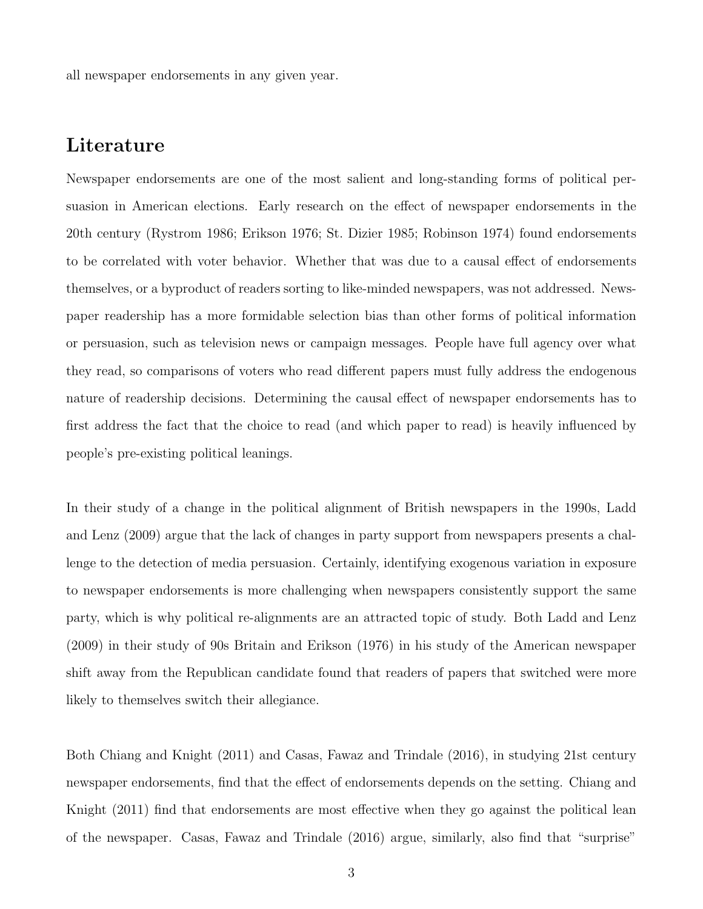all newspaper endorsements in any given year.

## Literature

Newspaper endorsements are one of the most salient and long-standing forms of political persuasion in American elections. Early research on the effect of newspaper endorsements in the 20th century (Rystrom 1986; Erikson 1976; St. Dizier 1985; Robinson 1974) found endorsements to be correlated with voter behavior. Whether that was due to a causal effect of endorsements themselves, or a byproduct of readers sorting to like-minded newspapers, was not addressed. Newspaper readership has a more formidable selection bias than other forms of political information or persuasion, such as television news or campaign messages. People have full agency over what they read, so comparisons of voters who read different papers must fully address the endogenous nature of readership decisions. Determining the causal effect of newspaper endorsements has to first address the fact that the choice to read (and which paper to read) is heavily influenced by people's pre-existing political leanings.

In their study of a change in the political alignment of British newspapers in the 1990s, Ladd and Lenz (2009) argue that the lack of changes in party support from newspapers presents a challenge to the detection of media persuasion. Certainly, identifying exogenous variation in exposure to newspaper endorsements is more challenging when newspapers consistently support the same party, which is why political re-alignments are an attracted topic of study. Both Ladd and Lenz (2009) in their study of 90s Britain and Erikson (1976) in his study of the American newspaper shift away from the Republican candidate found that readers of papers that switched were more likely to themselves switch their allegiance.

Both Chiang and Knight (2011) and Casas, Fawaz and Trindale (2016), in studying 21st century newspaper endorsements, find that the effect of endorsements depends on the setting. Chiang and Knight (2011) find that endorsements are most effective when they go against the political lean of the newspaper. Casas, Fawaz and Trindale (2016) argue, similarly, also find that "surprise"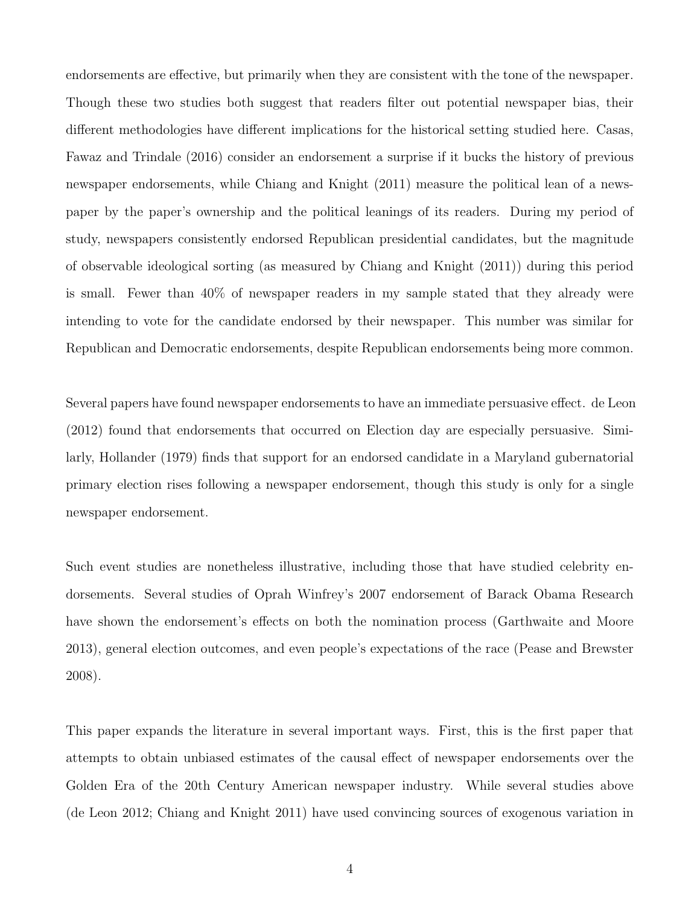endorsements are effective, but primarily when they are consistent with the tone of the newspaper. Though these two studies both suggest that readers filter out potential newspaper bias, their different methodologies have different implications for the historical setting studied here. Casas, Fawaz and Trindale (2016) consider an endorsement a surprise if it bucks the history of previous newspaper endorsements, while Chiang and Knight (2011) measure the political lean of a newspaper by the paper's ownership and the political leanings of its readers. During my period of study, newspapers consistently endorsed Republican presidential candidates, but the magnitude of observable ideological sorting (as measured by Chiang and Knight (2011)) during this period is small. Fewer than 40% of newspaper readers in my sample stated that they already were intending to vote for the candidate endorsed by their newspaper. This number was similar for Republican and Democratic endorsements, despite Republican endorsements being more common.

Several papers have found newspaper endorsements to have an immediate persuasive effect. de Leon (2012) found that endorsements that occurred on Election day are especially persuasive. Similarly, Hollander (1979) finds that support for an endorsed candidate in a Maryland gubernatorial primary election rises following a newspaper endorsement, though this study is only for a single newspaper endorsement.

Such event studies are nonetheless illustrative, including those that have studied celebrity endorsements. Several studies of Oprah Winfrey's 2007 endorsement of Barack Obama Research have shown the endorsement's effects on both the nomination process (Garthwaite and Moore 2013), general election outcomes, and even people's expectations of the race (Pease and Brewster 2008).

This paper expands the literature in several important ways. First, this is the first paper that attempts to obtain unbiased estimates of the causal effect of newspaper endorsements over the Golden Era of the 20th Century American newspaper industry. While several studies above (de Leon 2012; Chiang and Knight 2011) have used convincing sources of exogenous variation in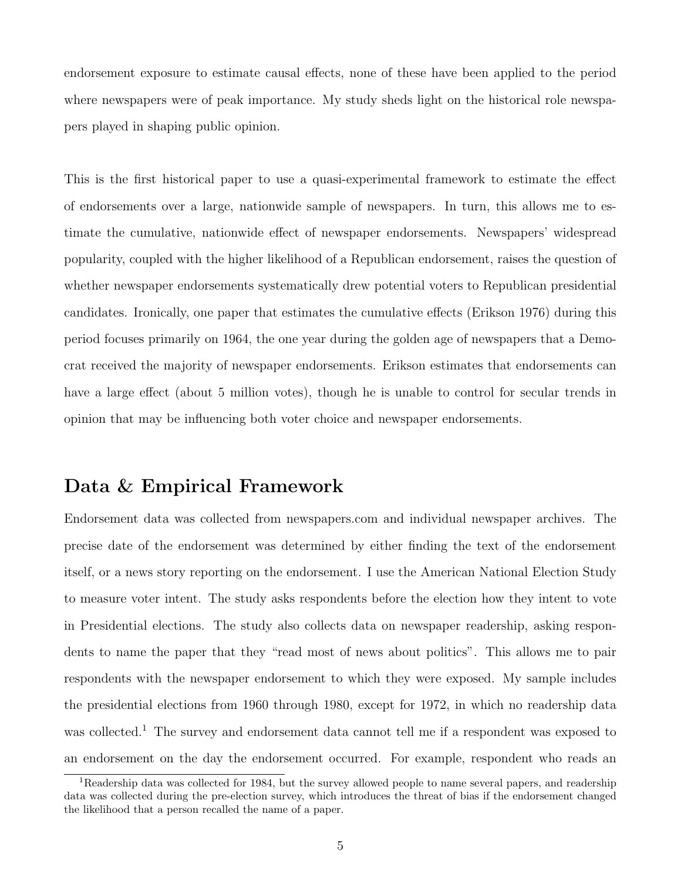endorsement exposure to estimate causal effects, none of these have been applied to the period where newspapers were of peak importance. My study sheds light on the historical role newspapers played in shaping public opinion.

This is the first historical paper to use a quasi-experimental framework to estimate the effect of endorsements over a large, nationwide sample of newspapers. In turn, this allows me to estimate the cumulative, nationwide effect of newspaper endorsements. Newspapers' widespread popularity, coupled with the higher likelihood of a Republican endorsement, raises the question of whether newspaper endorsements systematically drew potential voters to Republican presidential candidates. Ironically, one paper that estimates the cumulative effects (Erikson 1976) during this period focuses primarily on 1964, the one year during the golden age of newspapers that a Democrat received the majority of newspaper endorsements. Erikson estimates that endorsements can have a large effect (about 5 million votes), though he is unable to control for secular trends in opinion that may be influencing both voter choice and newspaper endorsements.

## Data & Empirical Framework

Endorsement data was collected from newspapers.com and individual newspaper archives. The precise date of the endorsement was determined by either finding the text of the endorsement itself, or a news story reporting on the endorsement. I use the American National Election Study to measure voter intent. The study asks respondents before the election how they intent to vote in Presidential elections. The study also collects data on newspaper readership, asking respondents to name the paper that they "read most of news about politics". This allows me to pair respondents with the newspaper endorsement to which they were exposed. My sample includes the presidential elections from 1960 through 1980, except for 1972, in which no readership data was collected.[1] The survey and endorsement data cannot tell me if a respondent was exposed to an endorsement on the day the endorsement occurred. For example, respondent who reads an

[1] Readership data was collected for 1984, but the survey allowed people to name several papers, and readership data was collected during the pre-election survey, which introduces the threat of bias if the endorsement changed the likelihood that a person recalled the name of a paper.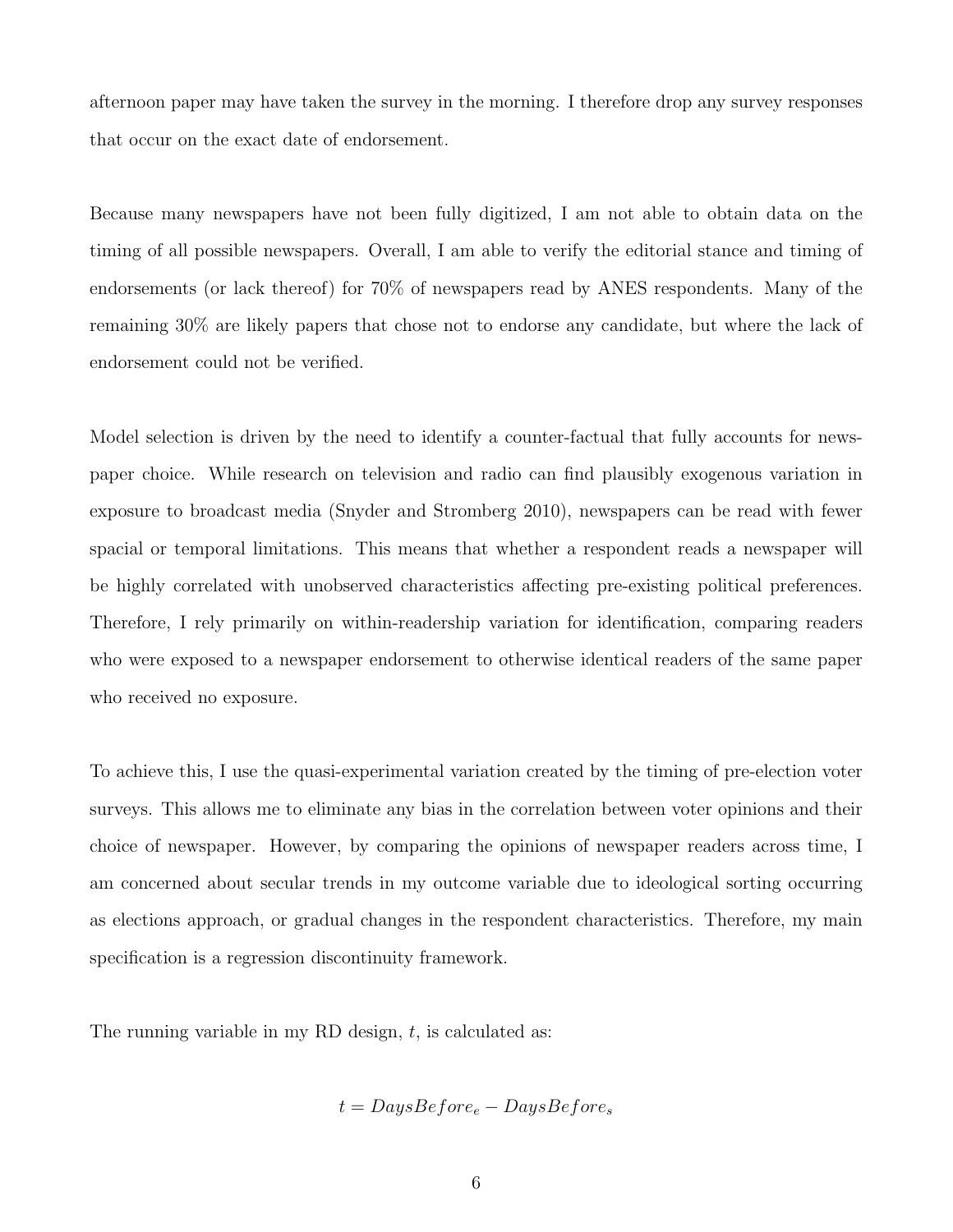afternoon paper may have taken the survey in the morning. I therefore drop any survey responses that occur on the exact date of endorsement.

Because many newspapers have not been fully digitized, I am not able to obtain data on the timing of all possible newspapers. Overall, I am able to verify the editorial stance and timing of endorsements (or lack thereof) for 70% of newspapers read by ANES respondents. Many of the remaining 30% are likely papers that chose not to endorse any candidate, but where the lack of endorsement could not be verified.

Model selection is driven by the need to identify a counter-factual that fully accounts for newspaper choice. While research on television and radio can find plausibly exogenous variation in exposure to broadcast media (Snyder and Stromberg 2010), newspapers can be read with fewer spacial or temporal limitations. This means that whether a respondent reads a newspaper will be highly correlated with unobserved characteristics affecting pre-existing political preferences. Therefore, I rely primarily on within-readership variation for identification, comparing readers who were exposed to a newspaper endorsement to otherwise identical readers of the same paper who received no exposure.

To achieve this, I use the quasi-experimental variation created by the timing of pre-election voter surveys. This allows me to eliminate any bias in the correlation between voter opinions and their choice of newspaper. However, by comparing the opinions of newspaper readers across time, I am concerned about secular trends in my outcome variable due to ideological sorting occurring as elections approach, or gradual changes in the respondent characteristics. Therefore, my main specification is a regression discontinuity framework.

The running variable in my RD design, $t$, is calculated as:

$$t = DaysBefore_e - DaysBefore_s$$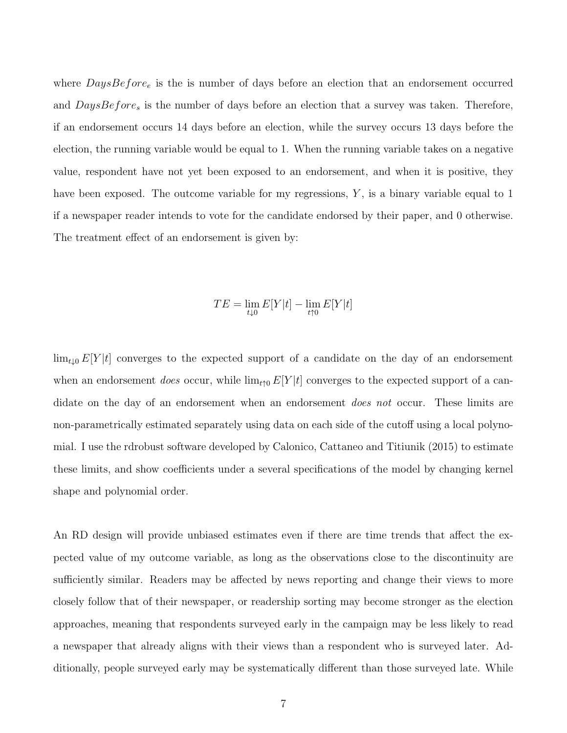where $DaysBefore_e$ is the is number of days before an election that an endorsement occurred and $DaysBefore_s$ is the number of days before an election that a survey was taken. Therefore, if an endorsement occurs 14 days before an election, while the survey occurs 13 days before the election, the running variable would be equal to 1. When the running variable takes on a negative value, respondent have not yet been exposed to an endorsement, and when it is positive, they have been exposed. The outcome variable for my regressions, $Y$, is a binary variable equal to 1 if a newspaper reader intends to vote for the candidate endorsed by their paper, and 0 otherwise. The treatment effect of an endorsement is given by:

$$TE = \lim_{t \downarrow 0} E[Y|t] - \lim_{t \uparrow 0} E[Y|t]$$

$\lim_{t \downarrow 0} E[Y|t]$ converges to the expected support of a candidate on the day of an endorsement when an endorsement *does* occur, while $\lim_{t \uparrow 0} E[Y|t]$ converges to the expected support of a candidate on the day of an endorsement when an endorsement *does not* occur. These limits are non-parametrically estimated separately using data on each side of the cutoff using a local polynomial. I use the rdrobust software developed by Calonico, Cattaneo and Titiunik (2015) to estimate these limits, and show coefficients under a several specifications of the model by changing kernel shape and polynomial order.

An RD design will provide unbiased estimates even if there are time trends that affect the expected value of my outcome variable, as long as the observations close to the discontinuity are sufficiently similar. Readers may be affected by news reporting and change their views to more closely follow that of their newspaper, or readership sorting may become stronger as the election approaches, meaning that respondents surveyed early in the campaign may be less likely to read a newspaper that already aligns with their views than a respondent who is surveyed later. Additionally, people surveyed early may be systematically different than those surveyed late. While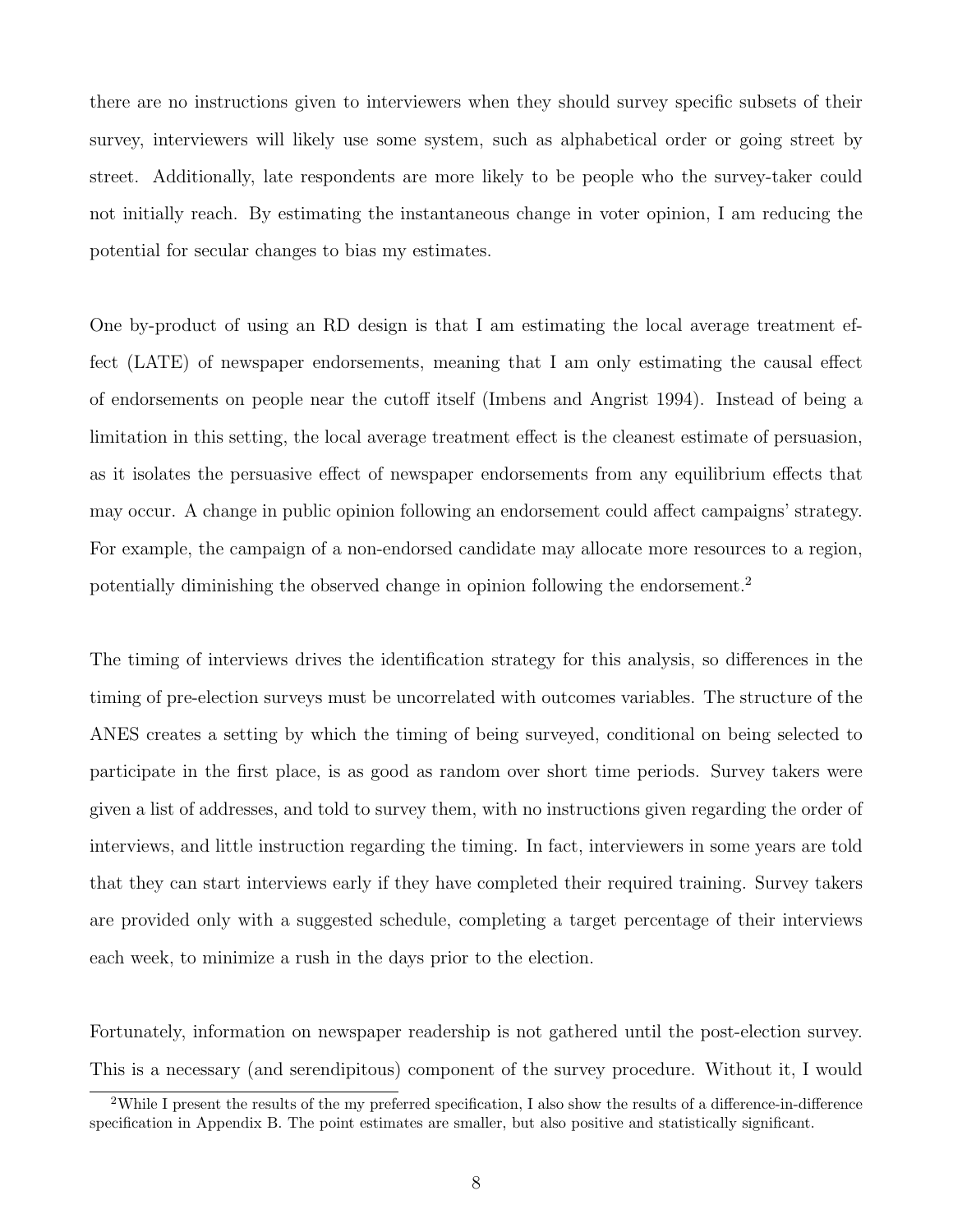there are no instructions given to interviewers when they should survey specific subsets of their survey, interviewers will likely use some system, such as alphabetical order or going street by street. Additionally, late respondents are more likely to be people who the survey-taker could not initially reach. By estimating the instantaneous change in voter opinion, I am reducing the potential for secular changes to bias my estimates.

One by-product of using an RD design is that I am estimating the local average treatment effect (LATE) of newspaper endorsements, meaning that I am only estimating the causal effect of endorsements on people near the cutoff itself (Imbens and Angrist 1994). Instead of being a limitation in this setting, the local average treatment effect is the cleanest estimate of persuasion, as it isolates the persuasive effect of newspaper endorsements from any equilibrium effects that may occur. A change in public opinion following an endorsement could affect campaigns' strategy. For example, the campaign of a non-endorsed candidate may allocate more resources to a region, potentially diminishing the observed change in opinion following the endorsement.[2]

The timing of interviews drives the identification strategy for this analysis, so differences in the timing of pre-election surveys must be uncorrelated with outcomes variables. The structure of the ANES creates a setting by which the timing of being surveyed, conditional on being selected to participate in the first place, is as good as random over short time periods. Survey takers were given a list of addresses, and told to survey them, with no instructions given regarding the order of interviews, and little instruction regarding the timing. In fact, interviewers in some years are told that they can start interviews early if they have completed their required training. Survey takers are provided only with a suggested schedule, completing a target percentage of their interviews each week, to minimize a rush in the days prior to the election.

Fortunately, information on newspaper readership is not gathered until the post-election survey. This is a necessary (and serendipitous) component of the survey procedure. Without it, I would

[2] While I present the results of the my preferred specification, I also show the results of a difference-in-difference specification in Appendix B. The point estimates are smaller, but also positive and statistically significant.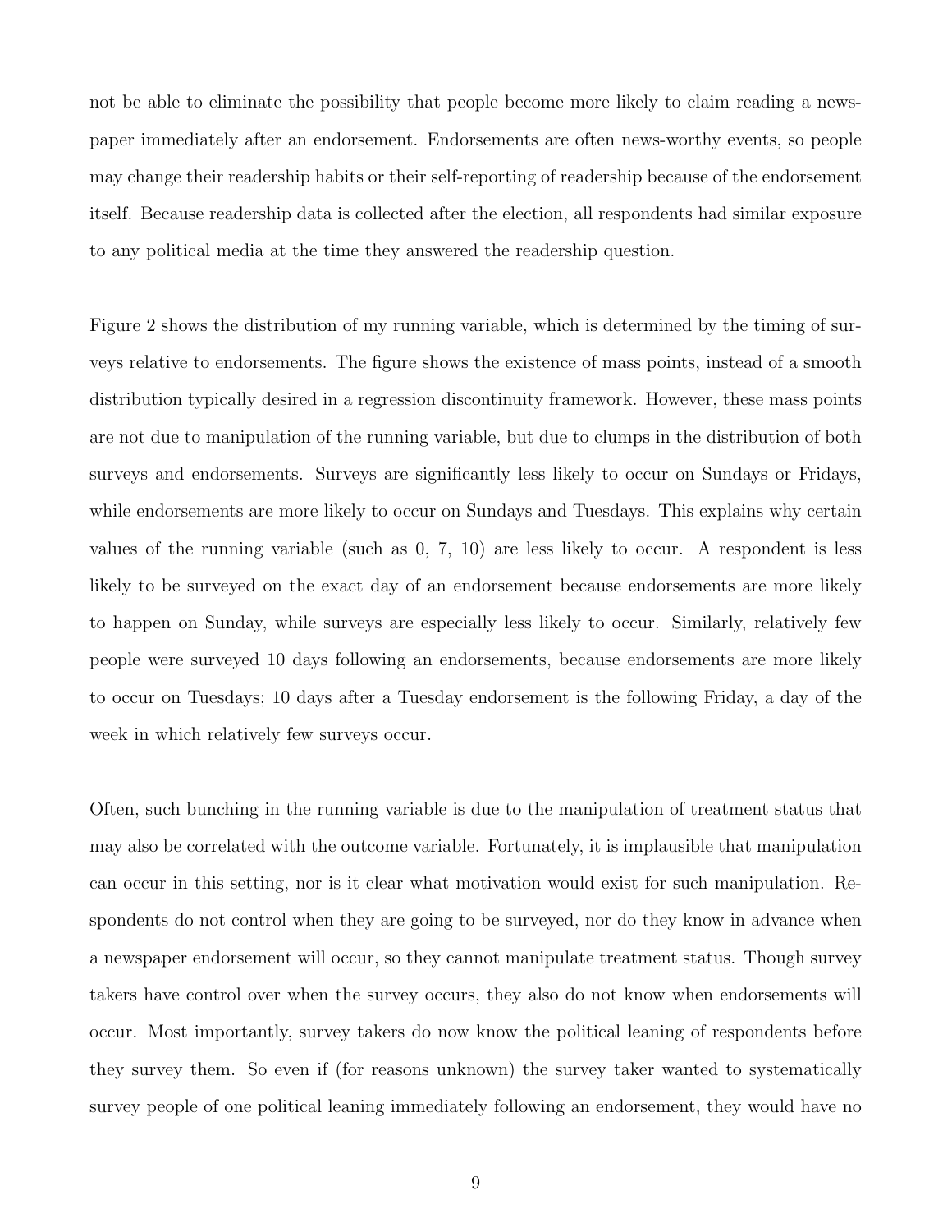not be able to eliminate the possibility that people become more likely to claim reading a newspaper immediately after an endorsement. Endorsements are often news-worthy events, so people may change their readership habits or their self-reporting of readership because of the endorsement itself. Because readership data is collected after the election, all respondents had similar exposure to any political media at the time they answered the readership question.

Figure 2 shows the distribution of my running variable, which is determined by the timing of surveys relative to endorsements. The figure shows the existence of mass points, instead of a smooth distribution typically desired in a regression discontinuity framework. However, these mass points are not due to manipulation of the running variable, but due to clumps in the distribution of both surveys and endorsements. Surveys are significantly less likely to occur on Sundays or Fridays, while endorsements are more likely to occur on Sundays and Tuesdays. This explains why certain values of the running variable (such as 0, 7, 10) are less likely to occur. A respondent is less likely to be surveyed on the exact day of an endorsement because endorsements are more likely to happen on Sunday, while surveys are especially less likely to occur. Similarly, relatively few people were surveyed 10 days following an endorsements, because endorsements are more likely to occur on Tuesdays; 10 days after a Tuesday endorsement is the following Friday, a day of the week in which relatively few surveys occur.

Often, such bunching in the running variable is due to the manipulation of treatment status that may also be correlated with the outcome variable. Fortunately, it is implausible that manipulation can occur in this setting, nor is it clear what motivation would exist for such manipulation. Respondents do not control when they are going to be surveyed, nor do they know in advance when a newspaper endorsement will occur, so they cannot manipulate treatment status. Though survey takers have control over when the survey occurs, they also do not know when endorsements will occur. Most importantly, survey takers do now know the political leaning of respondents before they survey them. So even if (for reasons unknown) the survey taker wanted to systematically survey people of one political leaning immediately following an endorsement, they would have no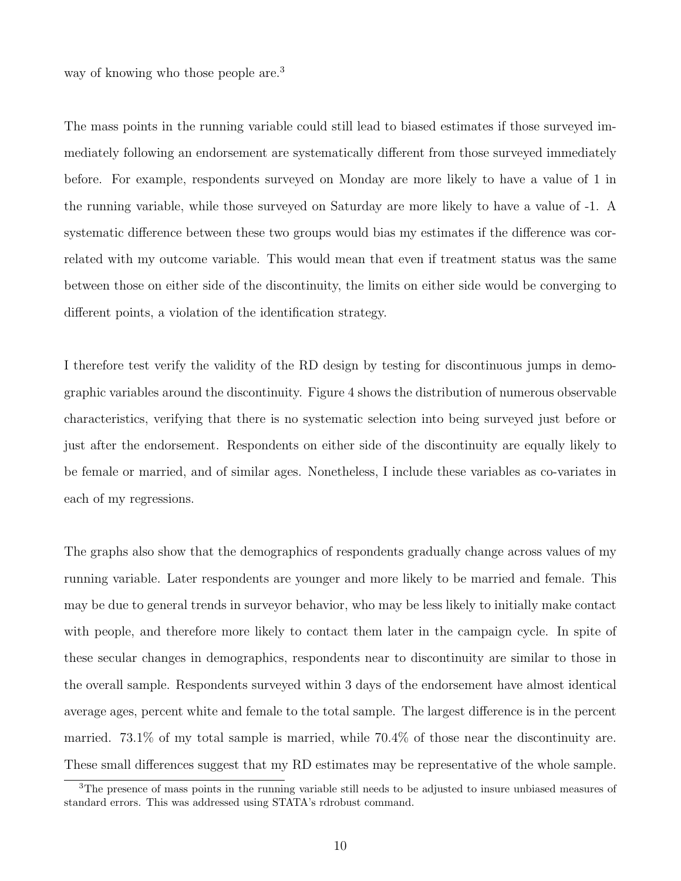way of knowing who those people are.[3]

The mass points in the running variable could still lead to biased estimates if those surveyed immediately following an endorsement are systematically different from those surveyed immediately before. For example, respondents surveyed on Monday are more likely to have a value of 1 in the running variable, while those surveyed on Saturday are more likely to have a value of -1. A systematic difference between these two groups would bias my estimates if the difference was correlated with my outcome variable. This would mean that even if treatment status was the same between those on either side of the discontinuity, the limits on either side would be converging to different points, a violation of the identification strategy.

I therefore test verify the validity of the RD design by testing for discontinuous jumps in demographic variables around the discontinuity. Figure 4 shows the distribution of numerous observable characteristics, verifying that there is no systematic selection into being surveyed just before or just after the endorsement. Respondents on either side of the discontinuity are equally likely to be female or married, and of similar ages. Nonetheless, I include these variables as co-variates in each of my regressions.

The graphs also show that the demographics of respondents gradually change across values of my running variable. Later respondents are younger and more likely to be married and female. This may be due to general trends in surveyor behavior, who may be less likely to initially make contact with people, and therefore more likely to contact them later in the campaign cycle. In spite of these secular changes in demographics, respondents near to discontinuity are similar to those in the overall sample. Respondents surveyed within 3 days of the endorsement have almost identical average ages, percent white and female to the total sample. The largest difference is in the percent married. 73.1% of my total sample is married, while 70.4% of those near the discontinuity are. These small differences suggest that my RD estimates may be representative of the whole sample.

[3] The presence of mass points in the running variable still needs to be adjusted to insure unbiased measures of standard errors. This was addressed using STATA's rdrobust command.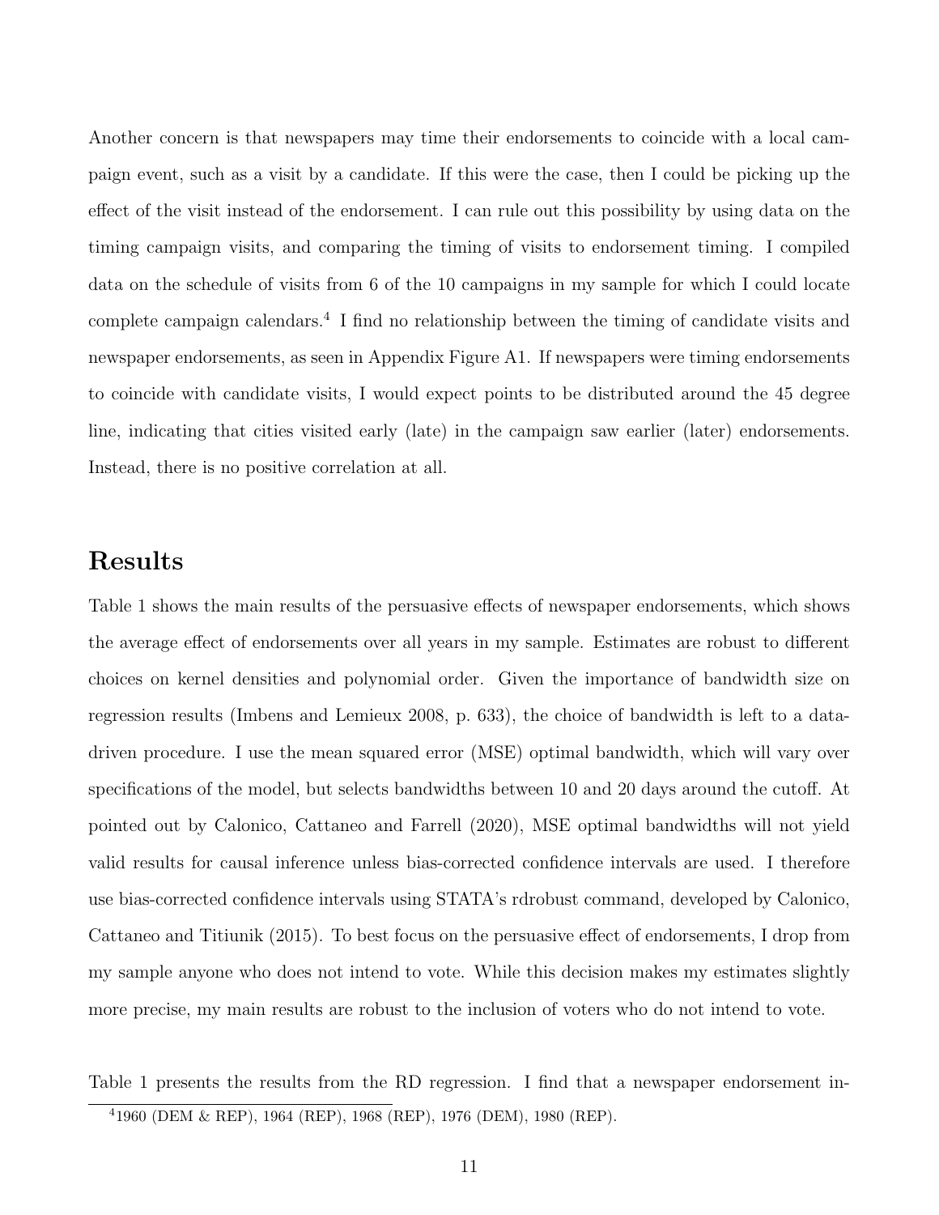Another concern is that newspapers may time their endorsements to coincide with a local campaign event, such as a visit by a candidate. If this were the case, then I could be picking up the effect of the visit instead of the endorsement. I can rule out this possibility by using data on the timing campaign visits, and comparing the timing of visits to endorsement timing. I compiled data on the schedule of visits from 6 of the 10 campaigns in my sample for which I could locate complete campaign calendars.[4] I find no relationship between the timing of candidate visits and newspaper endorsements, as seen in Appendix Figure A1. If newspapers were timing endorsements to coincide with candidate visits, I would expect points to be distributed around the 45 degree line, indicating that cities visited early (late) in the campaign saw earlier (later) endorsements. Instead, there is no positive correlation at all.

## Results

Table 1 shows the main results of the persuasive effects of newspaper endorsements, which shows the average effect of endorsements over all years in my sample. Estimates are robust to different choices on kernel densities and polynomial order. Given the importance of bandwidth size on regression results (Imbens and Lemieux 2008, p. 633), the choice of bandwidth is left to a data-driven procedure. I use the mean squared error (MSE) optimal bandwidth, which will vary over specifications of the model, but selects bandwidths between 10 and 20 days around the cutoff. At pointed out by Calonico, Cattaneo and Farrell (2020), MSE optimal bandwidths will not yield valid results for causal inference unless bias-corrected confidence intervals are used. I therefore use bias-corrected confidence intervals using STATA's rdrobust command, developed by Calonico, Cattaneo and Titiunik (2015). To best focus on the persuasive effect of endorsements, I drop from my sample anyone who does not intend to vote. While this decision makes my estimates slightly more precise, my main results are robust to the inclusion of voters who do not intend to vote.

Table 1 presents the results from the RD regression. I find that a newspaper endorsement in-

[4] 1960 (DEM & REP), 1964 (REP), 1968 (REP), 1976 (DEM), 1980 (REP).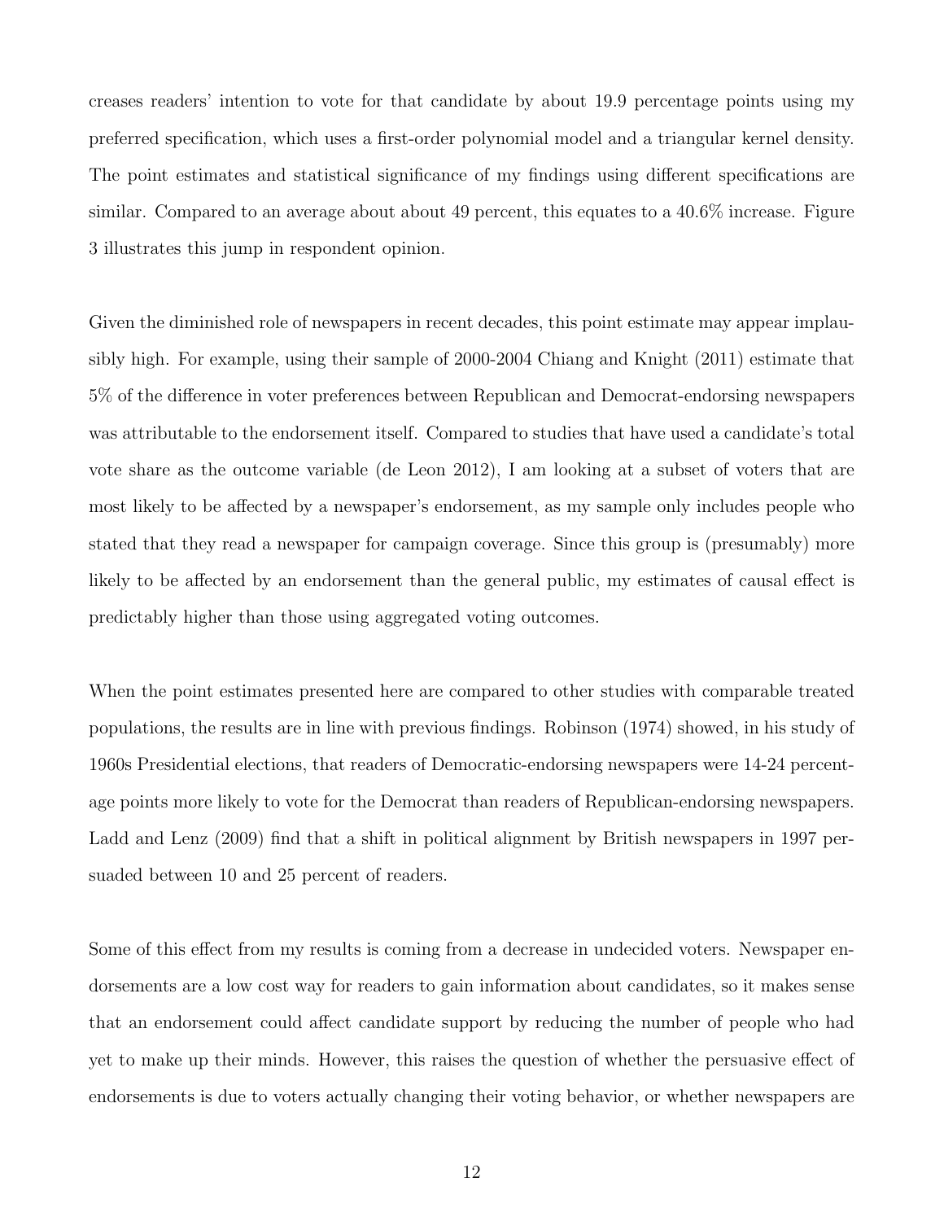creases readers' intention to vote for that candidate by about 19.9 percentage points using my preferred specification, which uses a first-order polynomial model and a triangular kernel density. The point estimates and statistical significance of my findings using different specifications are similar. Compared to an average about about 49 percent, this equates to a 40.6% increase. Figure 3 illustrates this jump in respondent opinion.

Given the diminished role of newspapers in recent decades, this point estimate may appear implausibly high. For example, using their sample of 2000-2004 Chiang and Knight (2011) estimate that 5% of the difference in voter preferences between Republican and Democrat-endorsing newspapers was attributable to the endorsement itself. Compared to studies that have used a candidate's total vote share as the outcome variable (de Leon 2012), I am looking at a subset of voters that are most likely to be affected by a newspaper's endorsement, as my sample only includes people who stated that they read a newspaper for campaign coverage. Since this group is (presumably) more likely to be affected by an endorsement than the general public, my estimates of causal effect is predictably higher than those using aggregated voting outcomes.

When the point estimates presented here are compared to other studies with comparable treated populations, the results are in line with previous findings. Robinson (1974) showed, in his study of 1960s Presidential elections, that readers of Democratic-endorsing newspapers were 14-24 percentage points more likely to vote for the Democrat than readers of Republican-endorsing newspapers. Ladd and Lenz (2009) find that a shift in political alignment by British newspapers in 1997 persuaded between 10 and 25 percent of readers.

Some of this effect from my results is coming from a decrease in undecided voters. Newspaper endorsements are a low cost way for readers to gain information about candidates, so it makes sense that an endorsement could affect candidate support by reducing the number of people who had yet to make up their minds. However, this raises the question of whether the persuasive effect of endorsements is due to voters actually changing their voting behavior, or whether newspapers are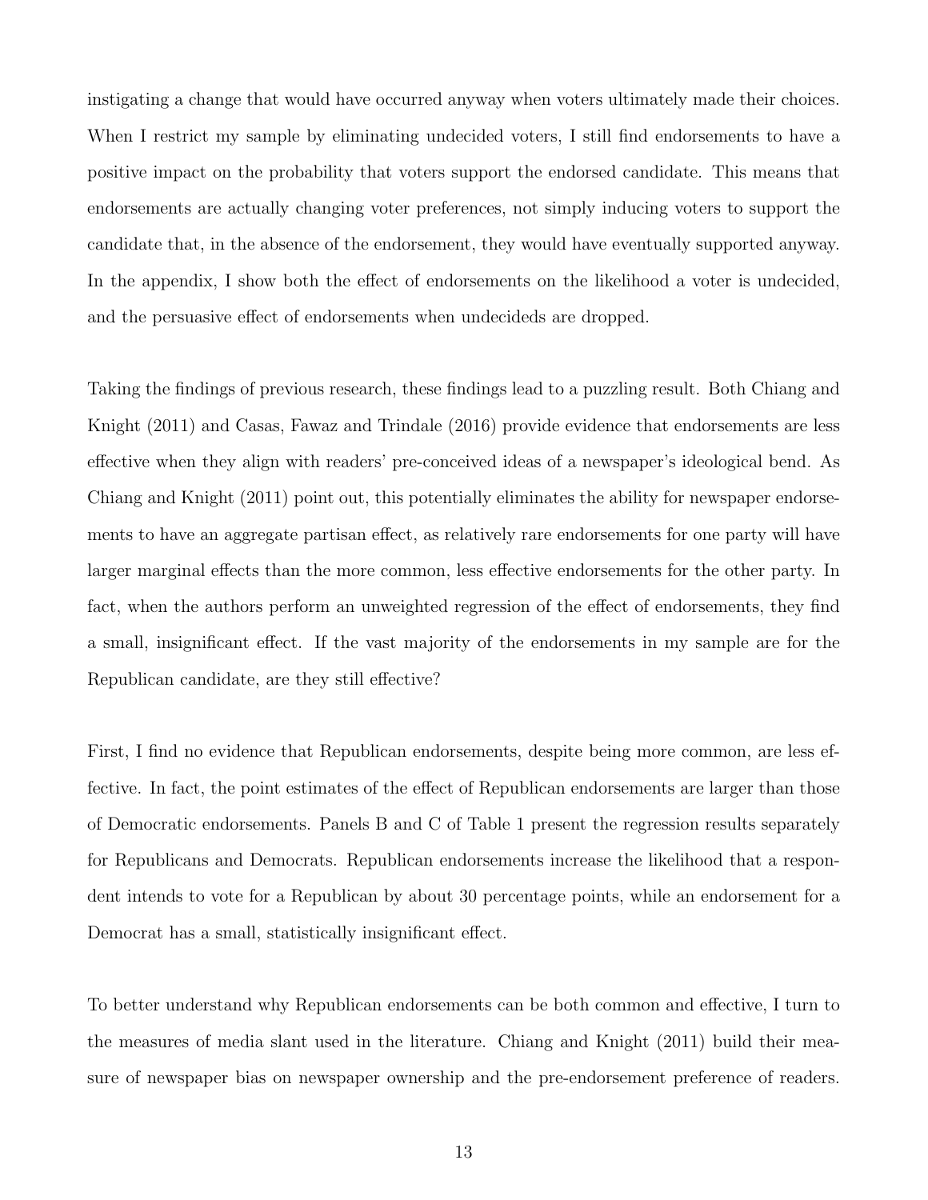instigating a change that would have occurred anyway when voters ultimately made their choices. When I restrict my sample by eliminating undecided voters, I still find endorsements to have a positive impact on the probability that voters support the endorsed candidate. This means that endorsements are actually changing voter preferences, not simply inducing voters to support the candidate that, in the absence of the endorsement, they would have eventually supported anyway. In the appendix, I show both the effect of endorsements on the likelihood a voter is undecided, and the persuasive effect of endorsements when undecideds are dropped.

Taking the findings of previous research, these findings lead to a puzzling result. Both Chiang and Knight (2011) and Casas, Fawaz and Trindale (2016) provide evidence that endorsements are less effective when they align with readers' pre-conceived ideas of a newspaper's ideological bend. As Chiang and Knight (2011) point out, this potentially eliminates the ability for newspaper endorsements to have an aggregate partisan effect, as relatively rare endorsements for one party will have larger marginal effects than the more common, less effective endorsements for the other party. In fact, when the authors perform an unweighted regression of the effect of endorsements, they find a small, insignificant effect. If the vast majority of the endorsements in my sample are for the Republican candidate, are they still effective?

First, I find no evidence that Republican endorsements, despite being more common, are less effective. In fact, the point estimates of the effect of Republican endorsements are larger than those of Democratic endorsements. Panels B and C of Table 1 present the regression results separately for Republicans and Democrats. Republican endorsements increase the likelihood that a respondent intends to vote for a Republican by about 30 percentage points, while an endorsement for a Democrat has a small, statistically insignificant effect.

To better understand why Republican endorsements can be both common and effective, I turn to the measures of media slant used in the literature. Chiang and Knight (2011) build their measure of newspaper bias on newspaper ownership and the pre-endorsement preference of readers.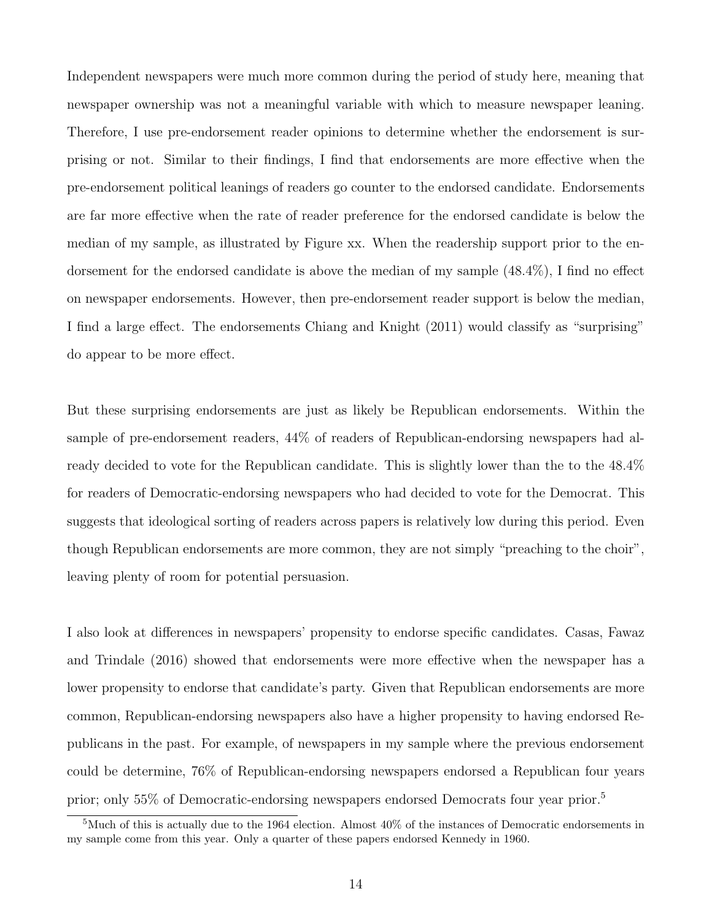Independent newspapers were much more common during the period of study here, meaning that newspaper ownership was not a meaningful variable with which to measure newspaper leaning. Therefore, I use pre-endorsement reader opinions to determine whether the endorsement is surprising or not. Similar to their findings, I find that endorsements are more effective when the pre-endorsement political leanings of readers go counter to the endorsed candidate. Endorsements are far more effective when the rate of reader preference for the endorsed candidate is below the median of my sample, as illustrated by Figure xx. When the readership support prior to the endorsement for the endorsed candidate is above the median of my sample (48.4%), I find no effect on newspaper endorsements. However, then pre-endorsement reader support is below the median, I find a large effect. The endorsements Chiang and Knight (2011) would classify as "surprising" do appear to be more effect.

But these surprising endorsements are just as likely be Republican endorsements. Within the sample of pre-endorsement readers, 44% of readers of Republican-endorsing newspapers had already decided to vote for the Republican candidate. This is slightly lower than the to the 48.4% for readers of Democratic-endorsing newspapers who had decided to vote for the Democrat. This suggests that ideological sorting of readers across papers is relatively low during this period. Even though Republican endorsements are more common, they are not simply "preaching to the choir", leaving plenty of room for potential persuasion.

I also look at differences in newspapers' propensity to endorse specific candidates. Casas, Fawaz and Trindale (2016) showed that endorsements were more effective when the newspaper has a lower propensity to endorse that candidate's party. Given that Republican endorsements are more common, Republican-endorsing newspapers also have a higher propensity to having endorsed Republicans in the past. For example, of newspapers in my sample where the previous endorsement could be determine, 76% of Republican-endorsing newspapers endorsed a Republican four years prior; only 55% of Democratic-endorsing newspapers endorsed Democrats four year prior.[5]

[5] Much of this is actually due to the 1964 election. Almost 40% of the instances of Democratic endorsements in my sample come from this year. Only a quarter of these papers endorsed Kennedy in 1960.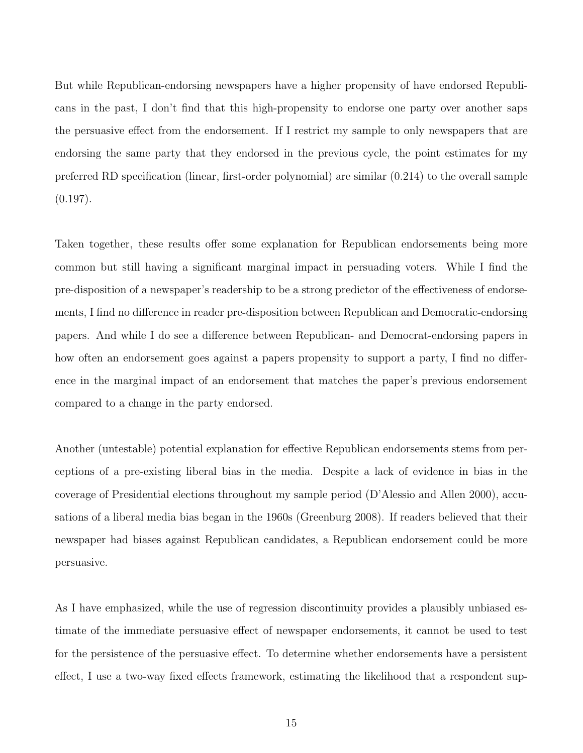But while Republican-endorsing newspapers have a higher propensity of have endorsed Republicans in the past, I don't find that this high-propensity to endorse one party over another saps the persuasive effect from the endorsement. If I restrict my sample to only newspapers that are endorsing the same party that they endorsed in the previous cycle, the point estimates for my preferred RD specification (linear, first-order polynomial) are similar (0.214) to the overall sample (0.197).

Taken together, these results offer some explanation for Republican endorsements being more common but still having a significant marginal impact in persuading voters. While I find the pre-disposition of a newspaper's readership to be a strong predictor of the effectiveness of endorsements, I find no difference in reader pre-disposition between Republican and Democratic-endorsing papers. And while I do see a difference between Republican- and Democrat-endorsing papers in how often an endorsement goes against a papers propensity to support a party, I find no difference in the marginal impact of an endorsement that matches the paper's previous endorsement compared to a change in the party endorsed.

Another (untestable) potential explanation for effective Republican endorsements stems from perceptions of a pre-existing liberal bias in the media. Despite a lack of evidence in bias in the coverage of Presidential elections throughout my sample period (D'Alessio and Allen 2000), accusations of a liberal media bias began in the 1960s (Greenburg 2008). If readers believed that their newspaper had biases against Republican candidates, a Republican endorsement could be more persuasive.

As I have emphasized, while the use of regression discontinuity provides a plausibly unbiased estimate of the immediate persuasive effect of newspaper endorsements, it cannot be used to test for the persistence of the persuasive effect. To determine whether endorsements have a persistent effect, I use a two-way fixed effects framework, estimating the likelihood that a respondent sup-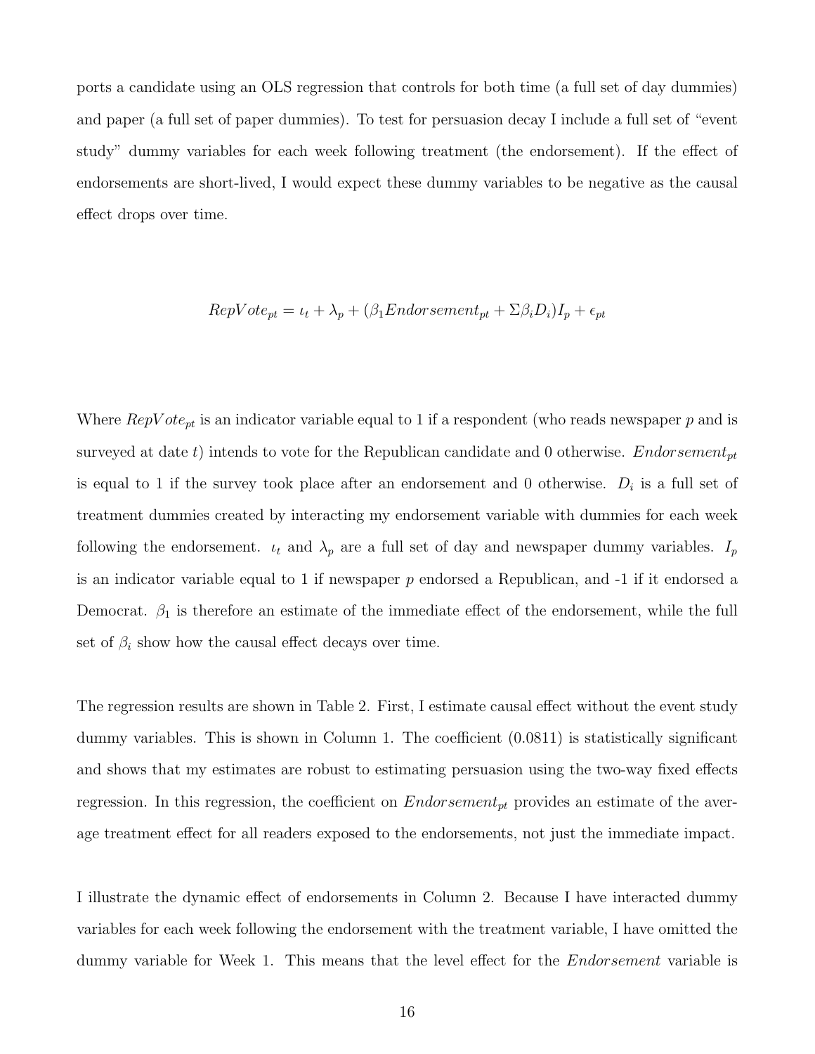ports a candidate using an OLS regression that controls for both time (a full set of day dummies) and paper (a full set of paper dummies). To test for persuasion decay I include a full set of "event study" dummy variables for each week following treatment (the endorsement). If the effect of endorsements are short-lived, I would expect these dummy variables to be negative as the causal effect drops over time.

$$RepVote_{pt} = \iota_t + \lambda_p + (\beta_1 Endorsement_{pt} + \Sigma\beta_i D_i)I_p + \epsilon_{pt}$$

Where $RepVote_{pt}$ is an indicator variable equal to 1 if a respondent (who reads newspaper $p$ and is surveyed at date $t$) intends to vote for the Republican candidate and 0 otherwise. $Endorsement_{pt}$ is equal to 1 if the survey took place after an endorsement and 0 otherwise. $D_i$ is a full set of treatment dummies created by interacting my endorsement variable with dummies for each week following the endorsement. $\iota_t$ and $\lambda_p$ are a full set of day and newspaper dummy variables. $I_p$ is an indicator variable equal to 1 if newspaper $p$ endorsed a Republican, and -1 if it endorsed a Democrat. $\beta_1$ is therefore an estimate of the immediate effect of the endorsement, while the full set of $\beta_i$ show how the causal effect decays over time.

The regression results are shown in Table 2. First, I estimate causal effect without the event study dummy variables. This is shown in Column 1. The coefficient (0.0811) is statistically significant and shows that my estimates are robust to estimating persuasion using the two-way fixed effects regression. In this regression, the coefficient on $Endorsement_{pt}$ provides an estimate of the average treatment effect for all readers exposed to the endorsements, not just the immediate impact.

I illustrate the dynamic effect of endorsements in Column 2. Because I have interacted dummy variables for each week following the endorsement with the treatment variable, I have omitted the dummy variable for Week 1. This means that the level effect for the *Endorsement* variable is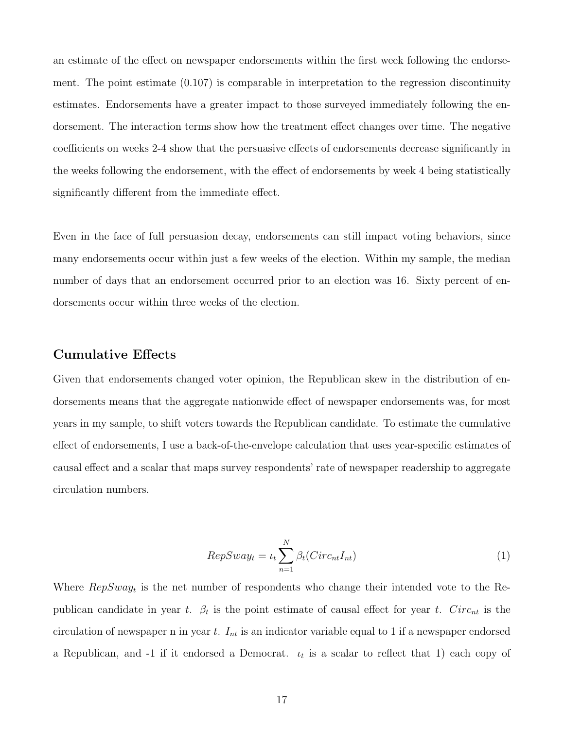an estimate of the effect on newspaper endorsements within the first week following the endorsement. The point estimate (0.107) is comparable in interpretation to the regression discontinuity estimates. Endorsements have a greater impact to those surveyed immediately following the endorsement. The interaction terms show how the treatment effect changes over time. The negative coefficients on weeks 2-4 show that the persuasive effects of endorsements decrease significantly in the weeks following the endorsement, with the effect of endorsements by week 4 being statistically significantly different from the immediate effect.

Even in the face of full persuasion decay, endorsements can still impact voting behaviors, since many endorsements occur within just a few weeks of the election. Within my sample, the median number of days that an endorsement occurred prior to an election was 16. Sixty percent of endorsements occur within three weeks of the election.

## Cumulative Effects

Given that endorsements changed voter opinion, the Republican skew in the distribution of endorsements means that the aggregate nationwide effect of newspaper endorsements was, for most years in my sample, to shift voters towards the Republican candidate. To estimate the cumulative effect of endorsements, I use a back-of-the-envelope calculation that uses year-specific estimates of causal effect and a scalar that maps survey respondents' rate of newspaper readership to aggregate circulation numbers.

$$RepSway_t = \iota_t \sum_{n=1}^{N} \beta_t (Circ_{nt} I_{nt}) \tag{1}$$

Where $RepSway_t$ is the net number of respondents who change their intended vote to the Republican candidate in year $t$. $\beta_t$ is the point estimate of causal effect for year $t$. $Circ_{nt}$ is the circulation of newspaper n in year $t$. $I_{nt}$ is an indicator variable equal to 1 if a newspaper endorsed a Republican, and -1 if it endorsed a Democrat. $\iota_t$ is a scalar to reflect that 1) each copy of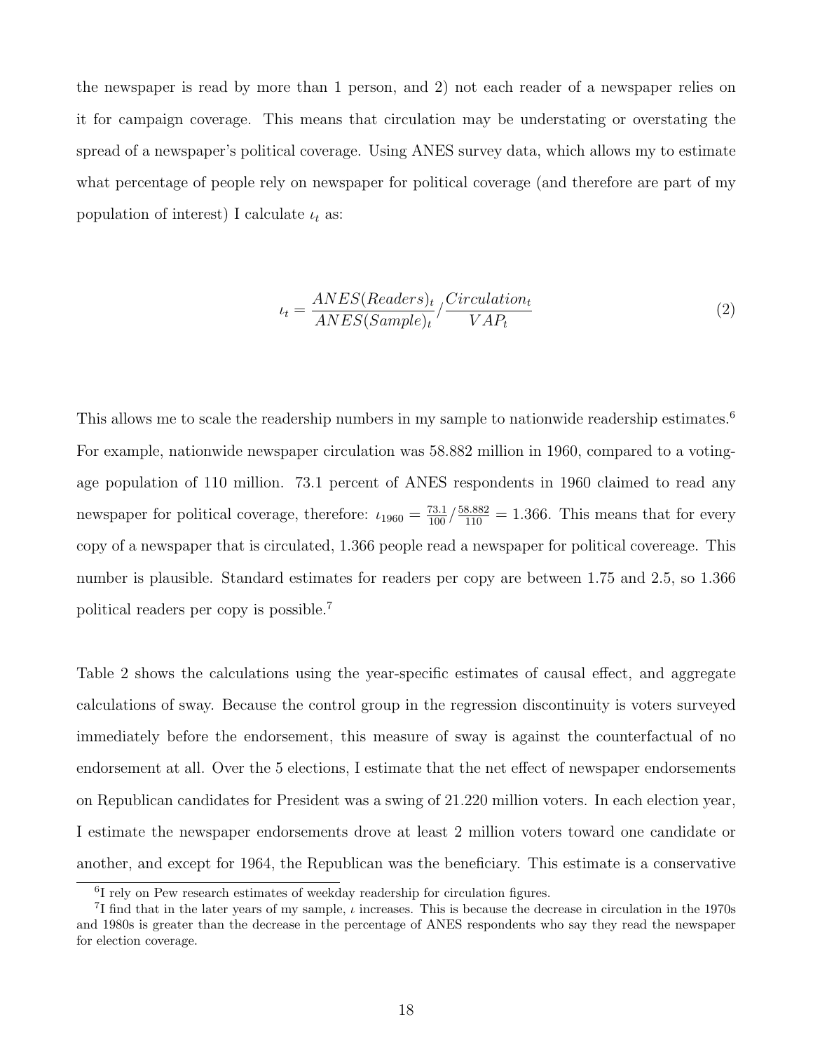the newspaper is read by more than 1 person, and 2) not each reader of a newspaper relies on it for campaign coverage. This means that circulation may be understating or overstating the spread of a newspaper's political coverage. Using ANES survey data, which allows my to estimate what percentage of people rely on newspaper for political coverage (and therefore are part of my population of interest) I calculate $\iota_t$ as:

$$\iota_t = \frac{ANES(Readers)_t}{ANES(Sample)_t} / \frac{Circulation_t}{VAP_t} \tag{2}$$

This allows me to scale the readership numbers in my sample to nationwide readership estimates.[6] For example, nationwide newspaper circulation was 58.882 million in 1960, compared to a voting-age population of 110 million. 73.1 percent of ANES respondents in 1960 claimed to read any newspaper for political coverage, therefore: $\iota_{1960} = \frac{73.1}{100} / \frac{58.882}{110} = 1.366$. This means that for every copy of a newspaper that is circulated, 1.366 people read a newspaper for political covereage. This number is plausible. Standard estimates for readers per copy are between 1.75 and 2.5, so 1.366 political readers per copy is possible.[7]

Table 2 shows the calculations using the year-specific estimates of causal effect, and aggregate calculations of sway. Because the control group in the regression discontinuity is voters surveyed immediately before the endorsement, this measure of sway is against the counterfactual of no endorsement at all. Over the 5 elections, I estimate that the net effect of newspaper endorsements on Republican candidates for President was a swing of 21.220 million voters. In each election year, I estimate the newspaper endorsements drove at least 2 million voters toward one candidate or another, and except for 1964, the Republican was the beneficiary. This estimate is a conservative

[6] I rely on Pew research estimates of weekday readership for circulation figures.

[7] I find that in the later years of my sample, $\iota$ increases. This is because the decrease in circulation in the 1970s and 1980s is greater than the decrease in the percentage of ANES respondents who say they read the newspaper for election coverage.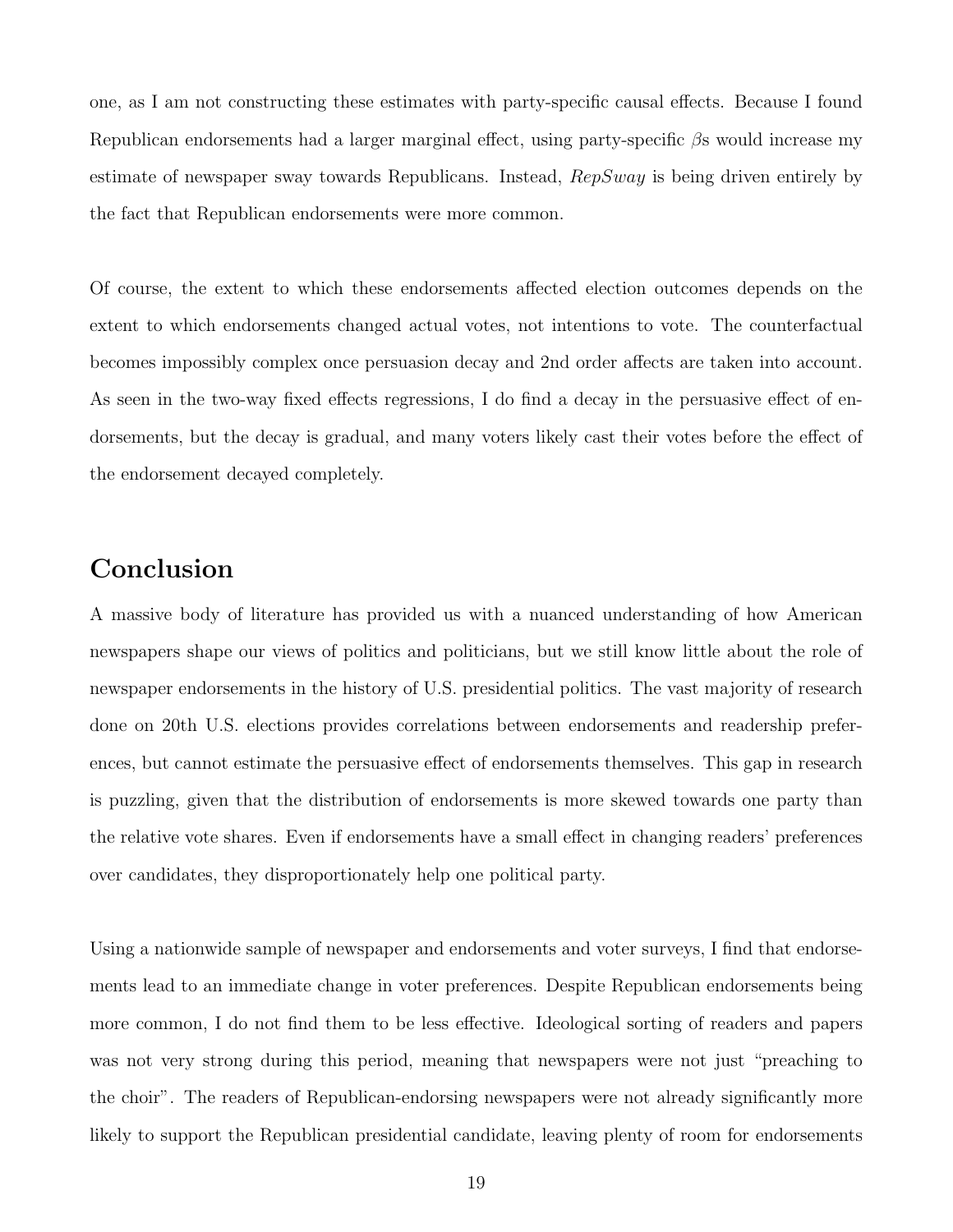one, as I am not constructing these estimates with party-specific causal effects. Because I found Republican endorsements had a larger marginal effect, using party-specific $\beta$s would increase my estimate of newspaper sway towards Republicans. Instead, *RepSway* is being driven entirely by the fact that Republican endorsements were more common.

Of course, the extent to which these endorsements affected election outcomes depends on the extent to which endorsements changed actual votes, not intentions to vote. The counterfactual becomes impossibly complex once persuasion decay and 2nd order affects are taken into account. As seen in the two-way fixed effects regressions, I do find a decay in the persuasive effect of endorsements, but the decay is gradual, and many voters likely cast their votes before the effect of the endorsement decayed completely.

## Conclusion

A massive body of literature has provided us with a nuanced understanding of how American newspapers shape our views of politics and politicians, but we still know little about the role of newspaper endorsements in the history of U.S. presidential politics. The vast majority of research done on 20th U.S. elections provides correlations between endorsements and readership preferences, but cannot estimate the persuasive effect of endorsements themselves. This gap in research is puzzling, given that the distribution of endorsements is more skewed towards one party than the relative vote shares. Even if endorsements have a small effect in changing readers' preferences over candidates, they disproportionately help one political party.

Using a nationwide sample of newspaper and endorsements and voter surveys, I find that endorsements lead to an immediate change in voter preferences. Despite Republican endorsements being more common, I do not find them to be less effective. Ideological sorting of readers and papers was not very strong during this period, meaning that newspapers were not just "preaching to the choir". The readers of Republican-endorsing newspapers were not already significantly more likely to support the Republican presidential candidate, leaving plenty of room for endorsements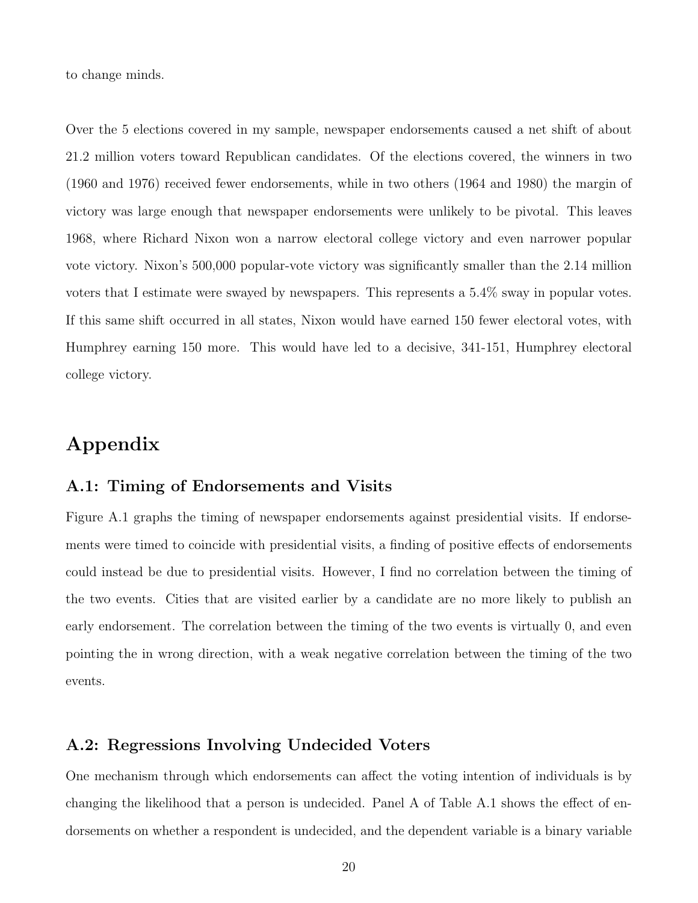to change minds.

Over the 5 elections covered in my sample, newspaper endorsements caused a net shift of about 21.2 million voters toward Republican candidates. Of the elections covered, the winners in two (1960 and 1976) received fewer endorsements, while in two others (1964 and 1980) the margin of victory was large enough that newspaper endorsements were unlikely to be pivotal. This leaves 1968, where Richard Nixon won a narrow electoral college victory and even narrower popular vote victory. Nixon's 500,000 popular-vote victory was significantly smaller than the 2.14 million voters that I estimate were swayed by newspapers. This represents a 5.4% sway in popular votes. If this same shift occurred in all states, Nixon would have earned 150 fewer electoral votes, with Humphrey earning 150 more. This would have led to a decisive, 341-151, Humphrey electoral college victory.

# Appendix

## A.1: Timing of Endorsements and Visits

Figure A.1 graphs the timing of newspaper endorsements against presidential visits. If endorsements were timed to coincide with presidential visits, a finding of positive effects of endorsements could instead be due to presidential visits. However, I find no correlation between the timing of the two events. Cities that are visited earlier by a candidate are no more likely to publish an early endorsement. The correlation between the timing of the two events is virtually 0, and even pointing the in wrong direction, with a weak negative correlation between the timing of the two events.

## A.2: Regressions Involving Undecided Voters

One mechanism through which endorsements can affect the voting intention of individuals is by changing the likelihood that a person is undecided. Panel A of Table A.1 shows the effect of endorsements on whether a respondent is undecided, and the dependent variable is a binary variable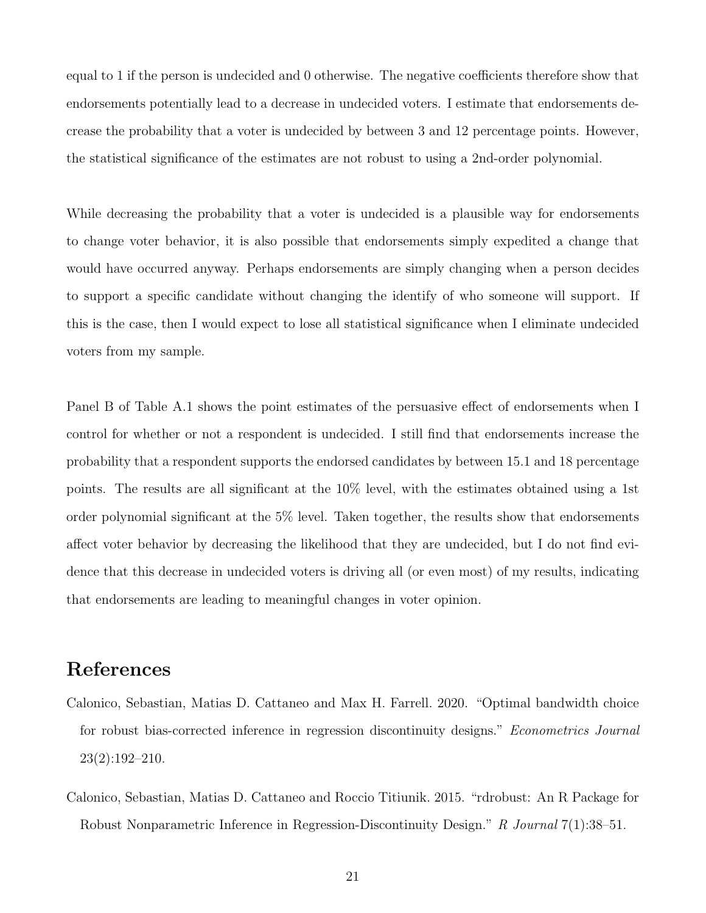equal to 1 if the person is undecided and 0 otherwise. The negative coefficients therefore show that endorsements potentially lead to a decrease in undecided voters. I estimate that endorsements decrease the probability that a voter is undecided by between 3 and 12 percentage points. However, the statistical significance of the estimates are not robust to using a 2nd-order polynomial.

While decreasing the probability that a voter is undecided is a plausible way for endorsements to change voter behavior, it is also possible that endorsements simply expedited a change that would have occurred anyway. Perhaps endorsements are simply changing when a person decides to support a specific candidate without changing the identify of who someone will support. If this is the case, then I would expect to lose all statistical significance when I eliminate undecided voters from my sample.

Panel B of Table A.1 shows the point estimates of the persuasive effect of endorsements when I control for whether or not a respondent is undecided. I still find that endorsements increase the probability that a respondent supports the endorsed candidates by between 15.1 and 18 percentage points. The results are all significant at the 10% level, with the estimates obtained using a 1st order polynomial significant at the 5% level. Taken together, the results show that endorsements affect voter behavior by decreasing the likelihood that they are undecided, but I do not find evidence that this decrease in undecided voters is driving all (or even most) of my results, indicating that endorsements are leading to meaningful changes in voter opinion.

# References

Calonico, Sebastian, Matias D. Cattaneo and Max H. Farrell. 2020. "Optimal bandwidth choice for robust bias-corrected inference in regression discontinuity designs." *Econometrics Journal* 23(2):192–210.

Calonico, Sebastian, Matias D. Cattaneo and Roccio Titiunik. 2015. "rdrobust: An R Package for Robust Nonparametric Inference in Regression-Discontinuity Design." *R Journal* 7(1):38–51.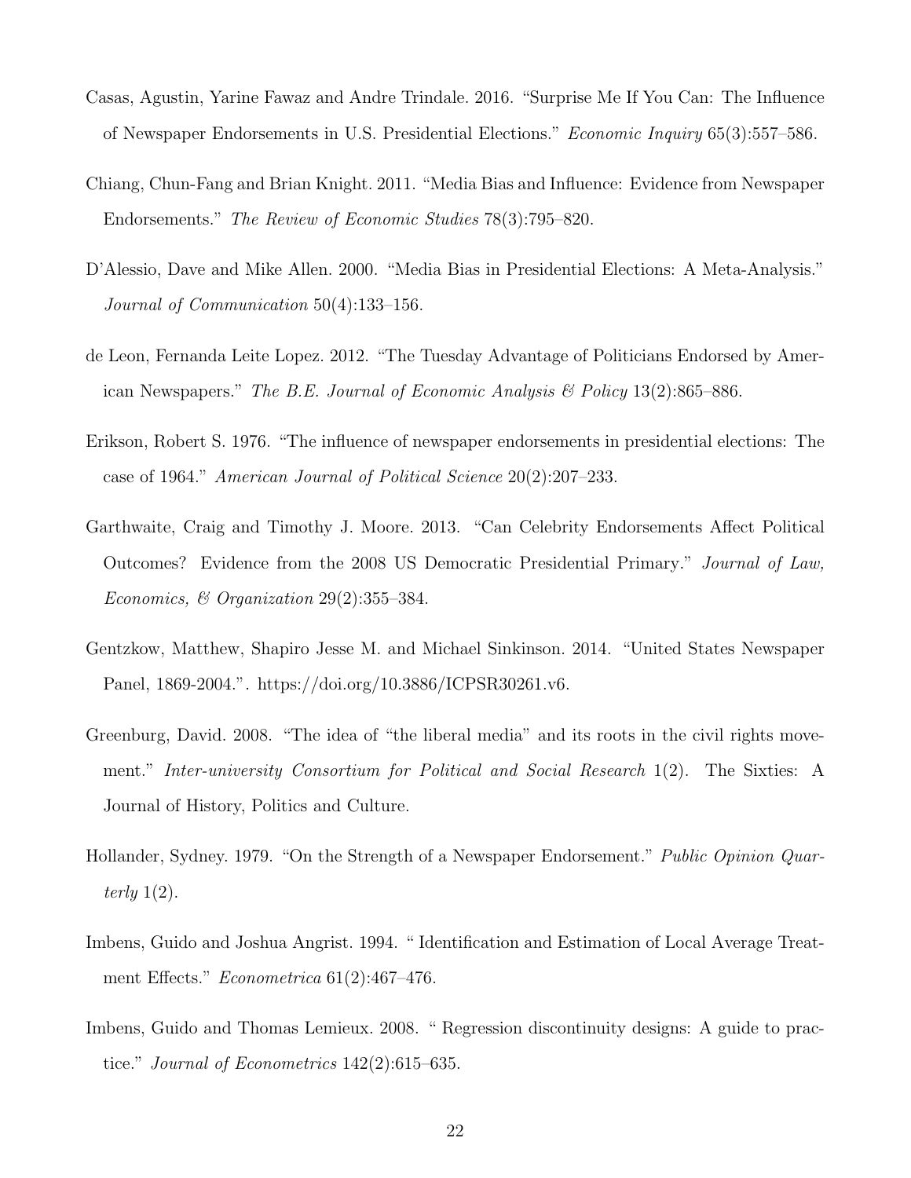Casas, Agustin, Yarine Fawaz and Andre Trindale. 2016. "Surprise Me If You Can: The Influence of Newspaper Endorsements in U.S. Presidential Elections." *Economic Inquiry* 65(3):557–586.

Chiang, Chun-Fang and Brian Knight. 2011. "Media Bias and Influence: Evidence from Newspaper Endorsements." *The Review of Economic Studies* 78(3):795–820.

D'Alessio, Dave and Mike Allen. 2000. "Media Bias in Presidential Elections: A Meta-Analysis." *Journal of Communication* 50(4):133–156.

de Leon, Fernanda Leite Lopez. 2012. "The Tuesday Advantage of Politicians Endorsed by American Newspapers." *The B.E. Journal of Economic Analysis & Policy* 13(2):865–886.

Erikson, Robert S. 1976. "The influence of newspaper endorsements in presidential elections: The case of 1964." *American Journal of Political Science* 20(2):207–233.

Garthwaite, Craig and Timothy J. Moore. 2013. "Can Celebrity Endorsements Affect Political Outcomes? Evidence from the 2008 US Democratic Presidential Primary." *Journal of Law, Economics, & Organization* 29(2):355–384.

Gentzkow, Matthew, Shapiro Jesse M. and Michael Sinkinson. 2014. "United States Newspaper Panel, 1869-2004.". https://doi.org/10.3886/ICPSR30261.v6.

Greenburg, David. 2008. "The idea of "the liberal media" and its roots in the civil rights movement." *Inter-university Consortium for Political and Social Research* 1(2). The Sixties: A Journal of History, Politics and Culture.

Hollander, Sydney. 1979. "On the Strength of a Newspaper Endorsement." *Public Opinion Quarterly* 1(2).

Imbens, Guido and Joshua Angrist. 1994. " Identification and Estimation of Local Average Treatment Effects." *Econometrica* 61(2):467–476.

Imbens, Guido and Thomas Lemieux. 2008. " Regression discontinuity designs: A guide to practice." *Journal of Econometrics* 142(2):615–635.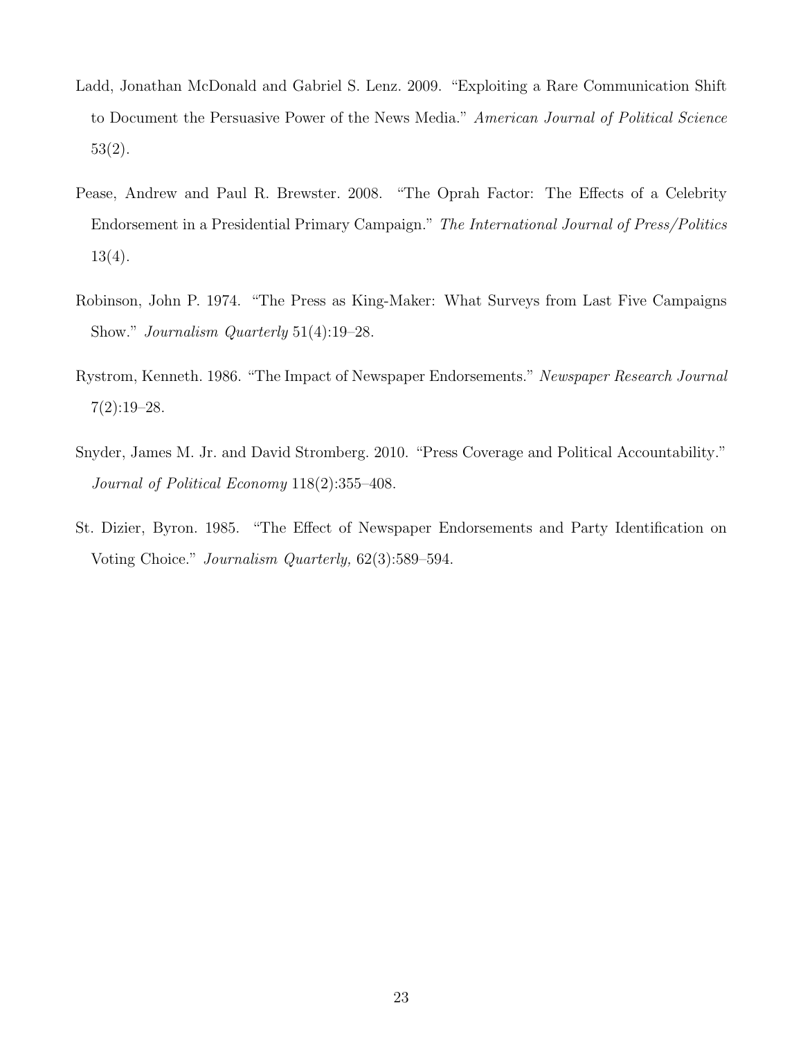Ladd, Jonathan McDonald and Gabriel S. Lenz. 2009. "Exploiting a Rare Communication Shift to Document the Persuasive Power of the News Media." *American Journal of Political Science* 53(2).

Pease, Andrew and Paul R. Brewster. 2008. "The Oprah Factor: The Effects of a Celebrity Endorsement in a Presidential Primary Campaign." *The International Journal of Press/Politics* 13(4).

Robinson, John P. 1974. "The Press as King-Maker: What Surveys from Last Five Campaigns Show." *Journalism Quarterly* 51(4):19–28.

Rystrom, Kenneth. 1986. "The Impact of Newspaper Endorsements." *Newspaper Research Journal* 7(2):19–28.

Snyder, James M. Jr. and David Stromberg. 2010. "Press Coverage and Political Accountability." *Journal of Political Economy* 118(2):355–408.

St. Dizier, Byron. 1985. "The Effect of Newspaper Endorsements and Party Identification on Voting Choice." *Journalism Quarterly,* 62(3):589–594.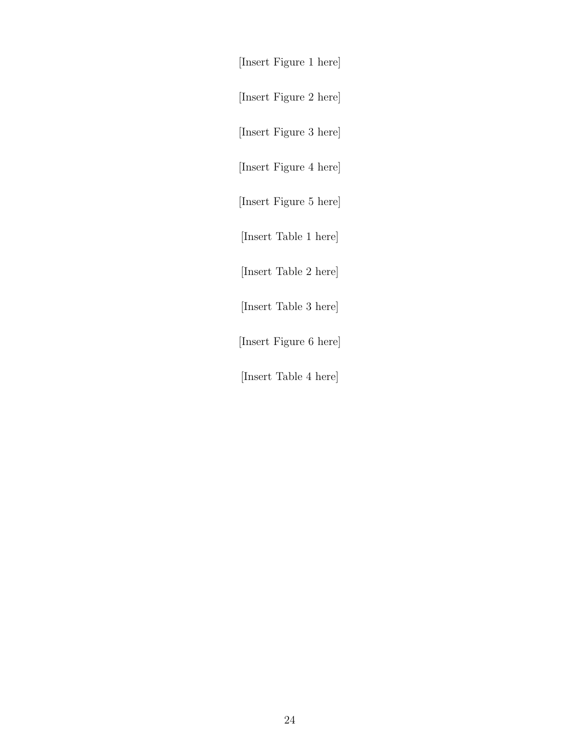[Insert Figure 1 here]

[Insert Figure 2 here]

[Insert Figure 3 here]

[Insert Figure 4 here]

[Insert Figure 5 here]

[Insert Table 1 here]

[Insert Table 2 here]

[Insert Table 3 here]

[Insert Figure 6 here]

[Insert Table 4 here]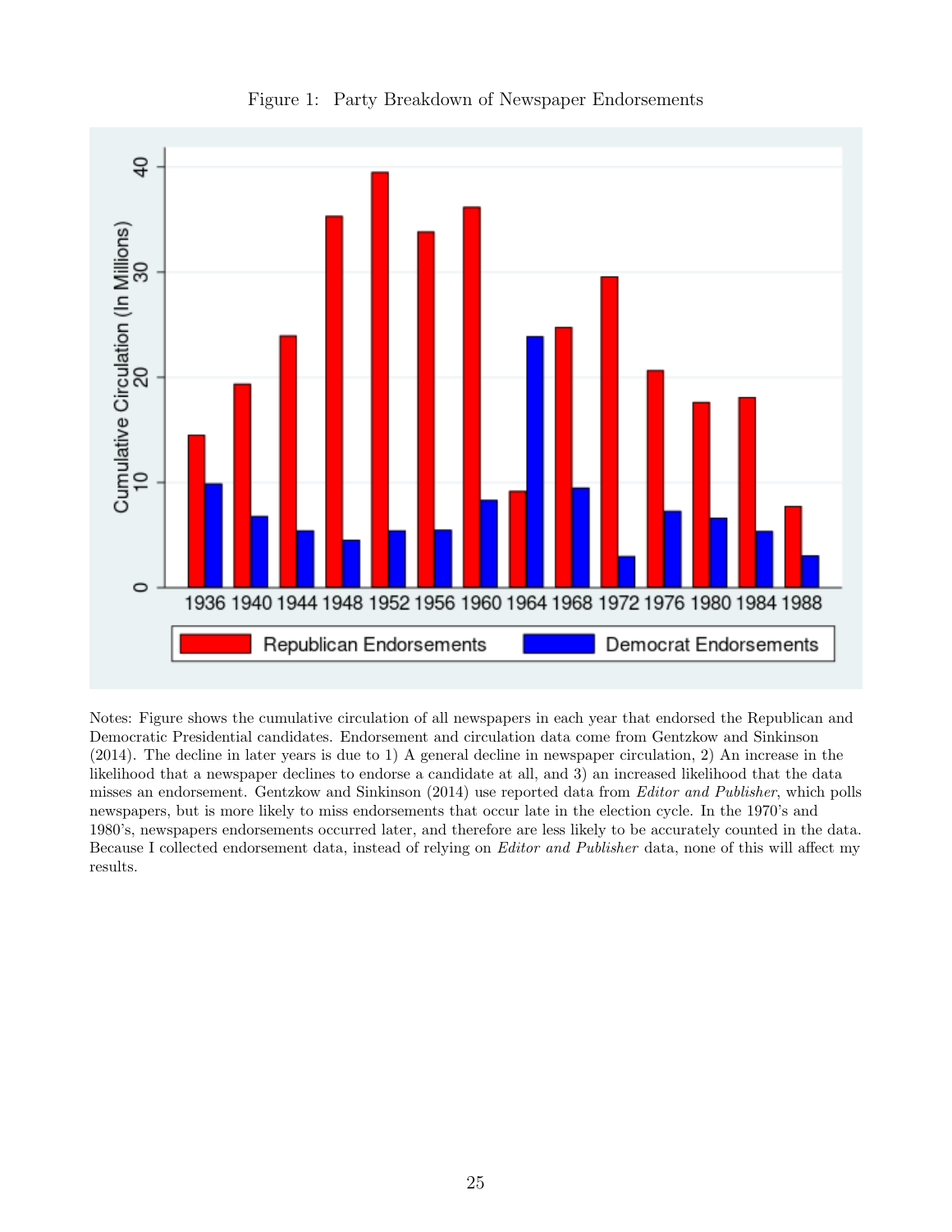Figure 1: Party Breakdown of Newspaper Endorsements

Notes: Figure shows the cumulative circulation of all newspapers in each year that endorsed the Republican and Democratic Presidential candidates. Endorsement and circulation data come from Gentzkow and Sinkinson (2014). The decline in later years is due to 1) A general decline in newspaper circulation, 2) An increase in the likelihood that a newspaper declines to endorse a candidate at all, and 3) an increased likelihood that the data misses an endorsement. Gentzkow and Sinkinson (2014) use reported data from *Editor and Publisher*, which polls newspapers, but is more likely to miss endorsements that occur late in the election cycle. In the 1970's and 1980's, newspapers endorsements occurred later, and therefore are less likely to be accurately counted in the data. Because I collected endorsement data, instead of relying on *Editor and Publisher* data, none of this will affect my results.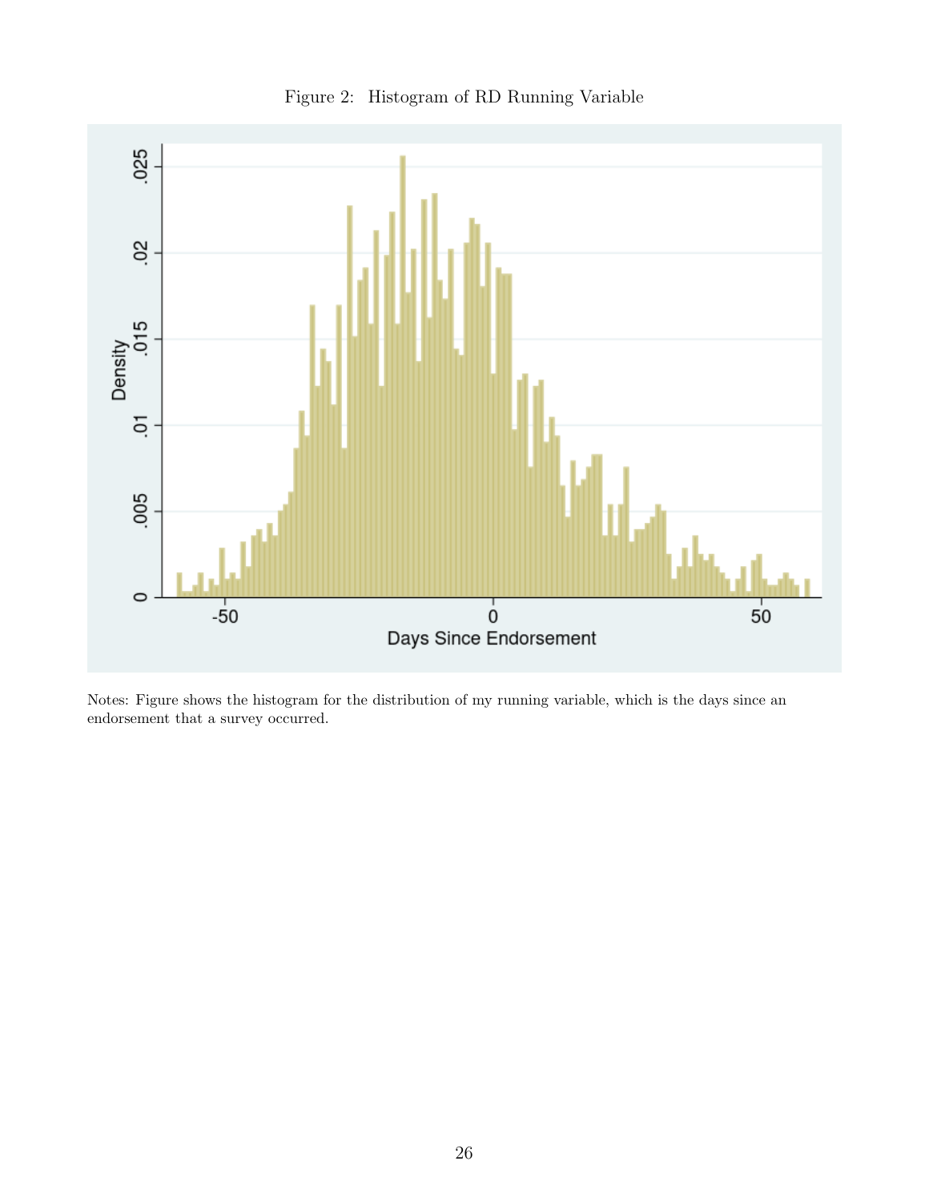Figure 2: Histogram of RD Running Variable

Notes: Figure shows the histogram for the distribution of my running variable, which is the days since an endorsement that a survey occurred.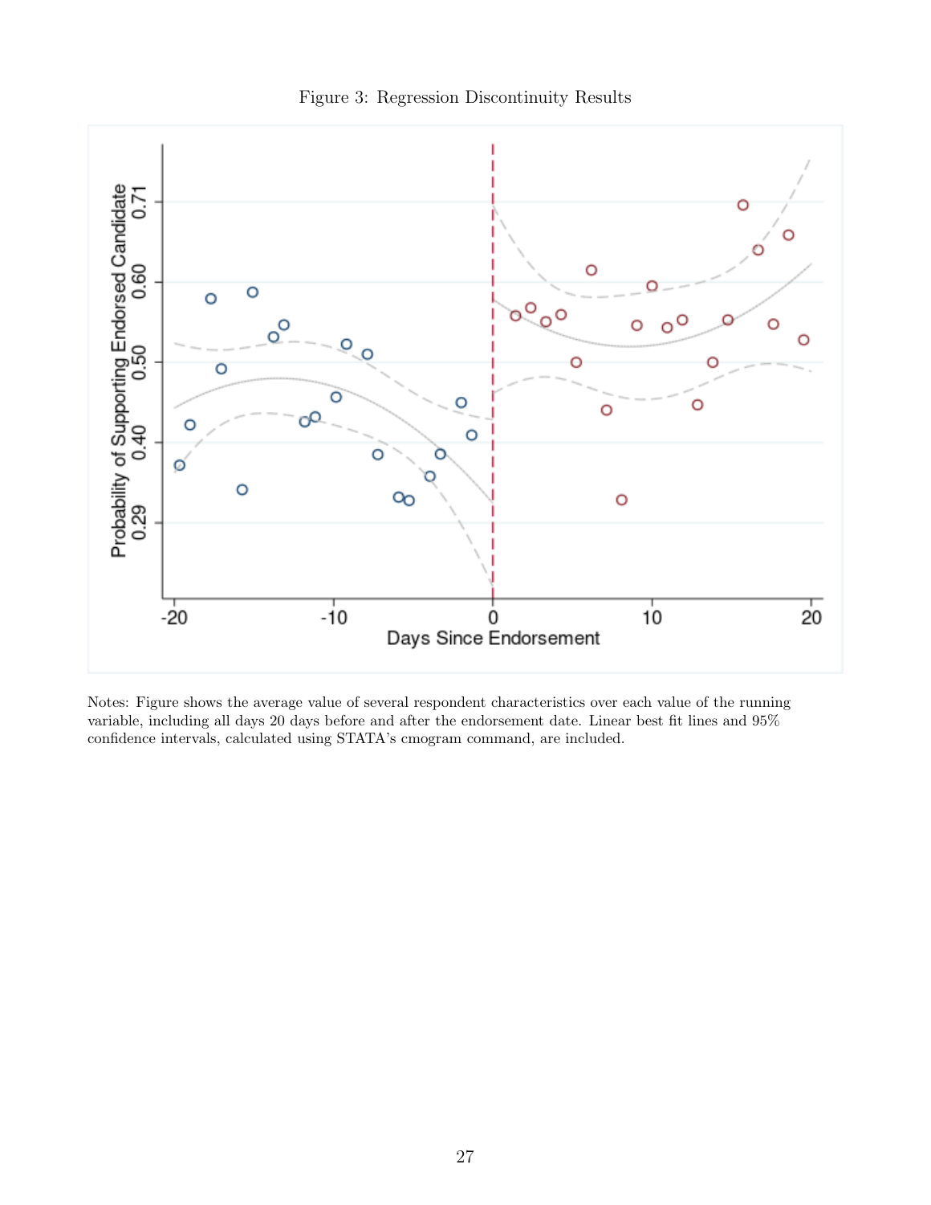Figure 3: Regression Discontinuity Results

Notes: Figure shows the average value of several respondent characteristics over each value of the running variable, including all days 20 days before and after the endorsement date. Linear best fit lines and 95% confidence intervals, calculated using STATA's cmogram command, are included.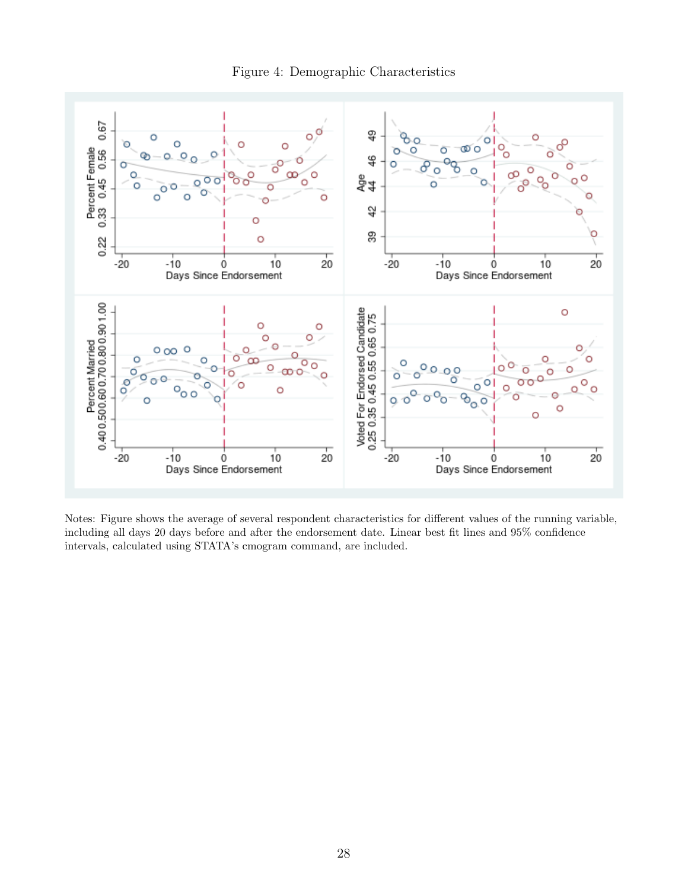Figure 4: Demographic Characteristics

Notes: Figure shows the average of several respondent characteristics for different values of the running variable, including all days 20 days before and after the endorsement date. Linear best fit lines and 95% confidence intervals, calculated using STATA's cmogram command, are included.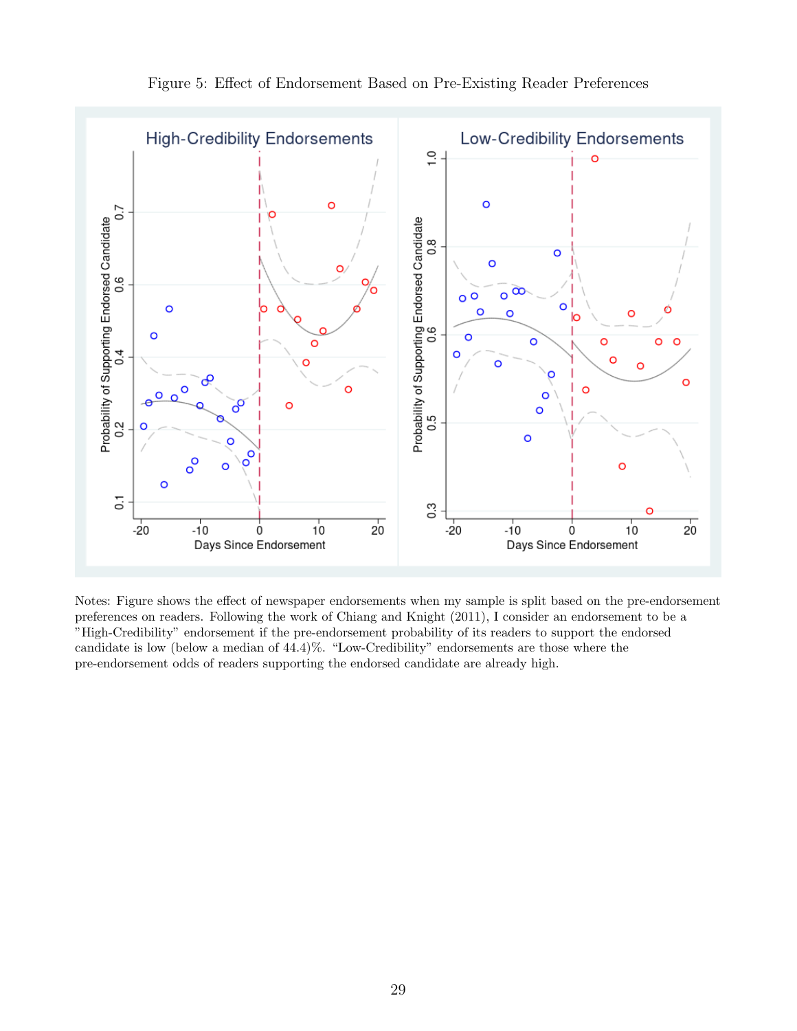Figure 5: Effect of Endorsement Based on Pre-Existing Reader Preferences

Notes: Figure shows the effect of newspaper endorsements when my sample is split based on the pre-endorsement preferences on readers. Following the work of Chiang and Knight (2011), I consider an endorsement to be a "High-Credibility" endorsement if the pre-endorsement probability of its readers to support the endorsed candidate is low (below a median of 44.4)%. "Low-Credibility" endorsements are those where the pre-endorsement odds of readers supporting the endorsed candidate are already high.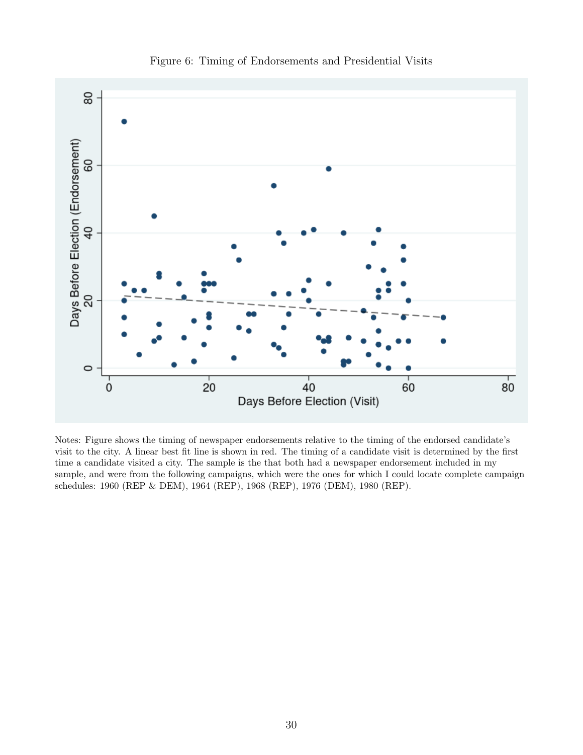Figure 6: Timing of Endorsements and Presidential Visits

Notes: Figure shows the timing of newspaper endorsements relative to the timing of the endorsed candidate's visit to the city. A linear best fit line is shown in red. The timing of a candidate visit is determined by the first time a candidate visited a city. The sample is the that both had a newspaper endorsement included in my sample, and were from the following campaigns, which were the ones for which I could locate complete campaign schedules: 1960 (REP & DEM), 1964 (REP), 1968 (REP), 1976 (DEM), 1980 (REP).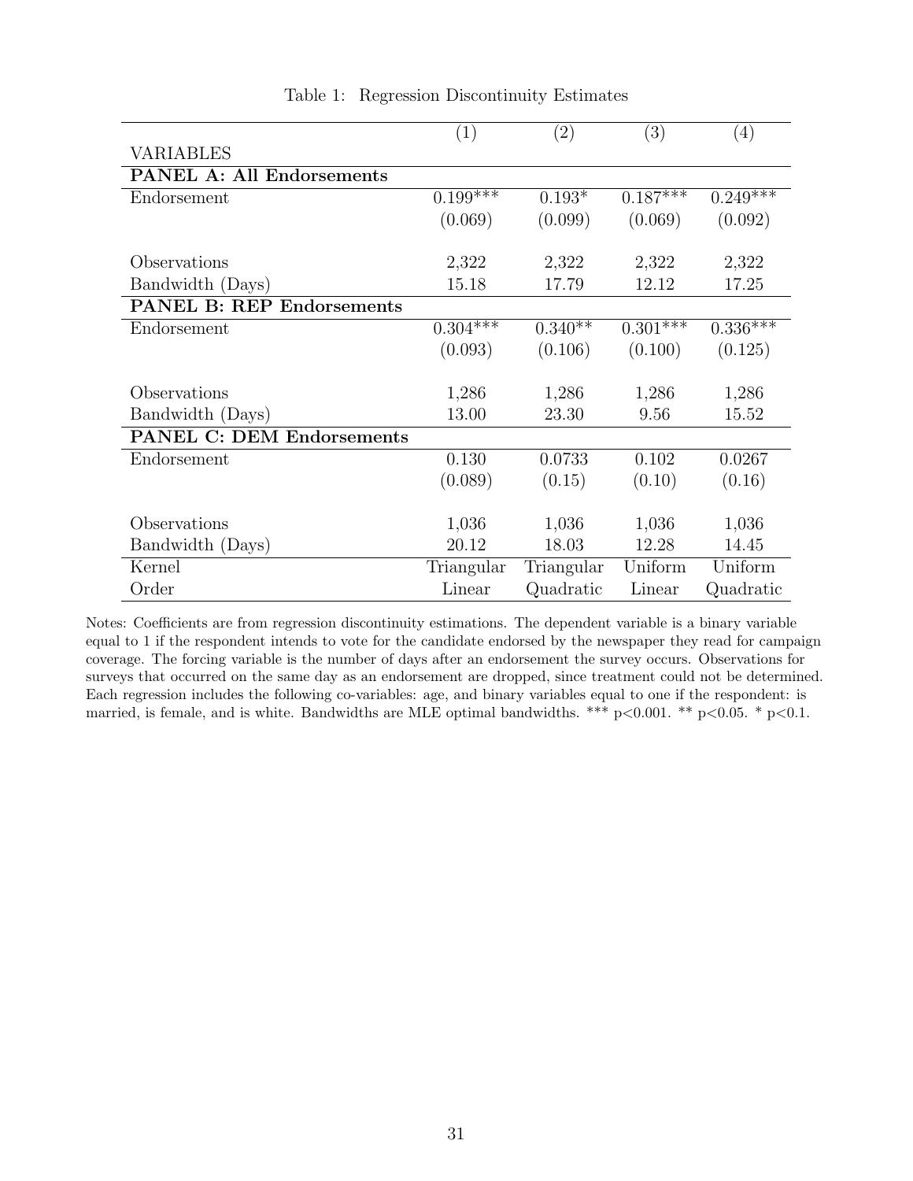Table 1: Regression Discontinuity Estimates

| VARIABLES | (1) | (2) | (3) | (4) |
|---|---|---|---|---|
| **PANEL A: All Endorsements** | | | | |
| Endorsement | 0.199*** | 0.193* | 0.187*** | 0.249*** |
| | (0.069) | (0.099) | (0.069) | (0.092) |
| Observations | 2,322 | 2,322 | 2,322 | 2,322 |
| Bandwidth (Days) | 15.18 | 17.79 | 12.12 | 17.25 |
| **PANEL B: REP Endorsements** | | | | |
| Endorsement | 0.304*** | 0.340** | 0.301*** | 0.336*** |
| | (0.093) | (0.106) | (0.100) | (0.125) |
| Observations | 1,286 | 1,286 | 1,286 | 1,286 |
| Bandwidth (Days) | 13.00 | 23.30 | 9.56 | 15.52 |
| **PANEL C: DEM Endorsements** | | | | |
| Endorsement | 0.130 | 0.0733 | 0.102 | 0.0267 |
| | (0.089) | (0.15) | (0.10) | (0.16) |
| Observations | 1,036 | 1,036 | 1,036 | 1,036 |
| Bandwidth (Days) | 20.12 | 18.03 | 12.28 | 14.45 |
| Kernel | Triangular | Triangular | Uniform | Uniform |
| Order | Linear | Quadratic | Linear | Quadratic |

Notes: Coefficients are from regression discontinuity estimations. The dependent variable is a binary variable equal to 1 if the respondent intends to vote for the candidate endorsed by the newspaper they read for campaign coverage. The forcing variable is the number of days after an endorsement the survey occurs. Observations for surveys that occurred on the same day as an endorsement are dropped, since treatment could not be determined. Each regression includes the following co-variables: age, and binary variables equal to one if the respondent: is married, is female, and is white. Bandwidths are MLE optimal bandwidths. *** $p<0.001$. ** $p<0.05$. * $p<0.1$.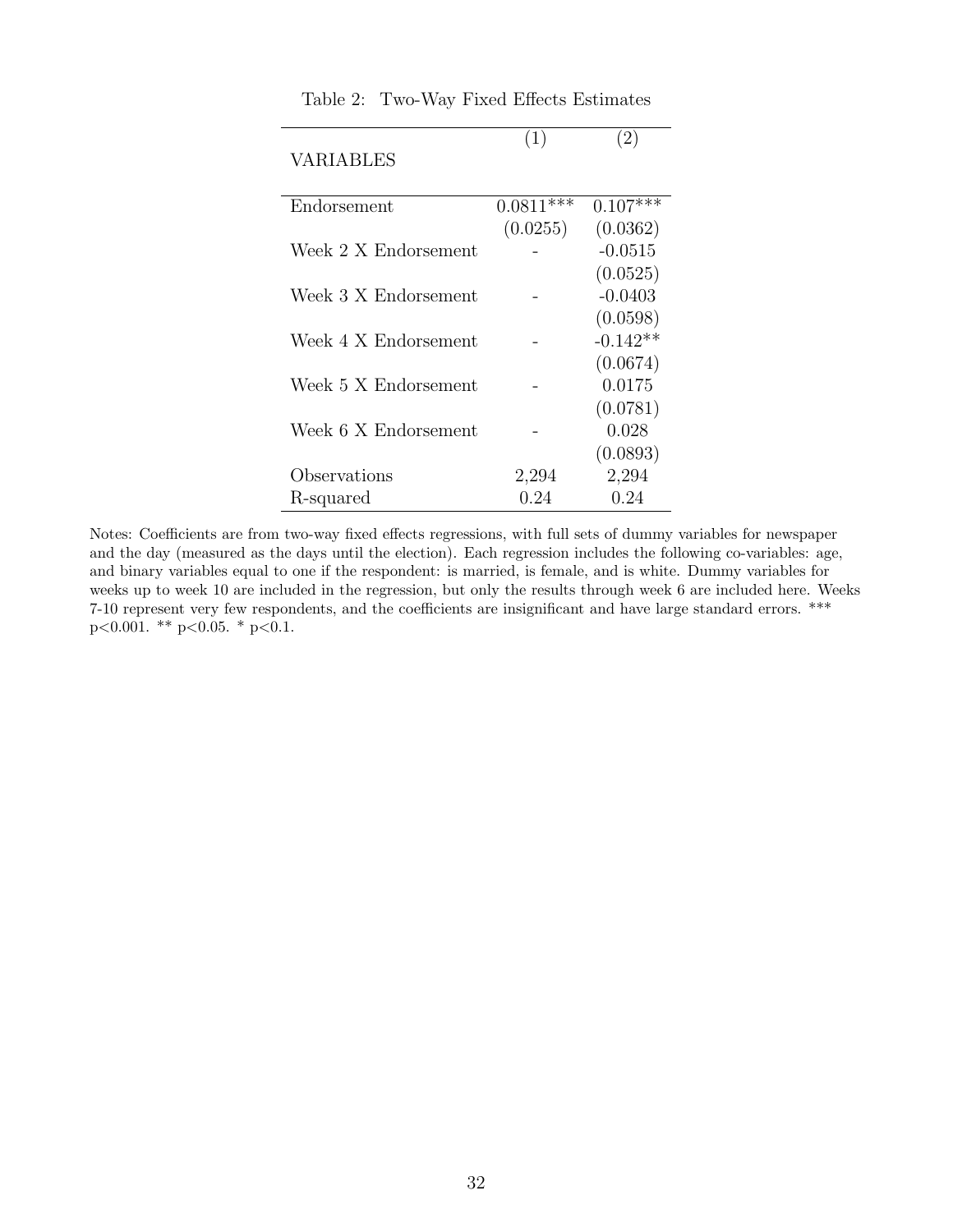Table 2: Two-Way Fixed Effects Estimates

| VARIABLES | (1) | (2) |
|---|---|---|
| Endorsement | 0.0811*** | 0.107*** |
| | (0.0255) | (0.0362) |
| Week 2 X Endorsement | - | -0.0515 |
| | | (0.0525) |
| Week 3 X Endorsement | - | -0.0403 |
| | | (0.0598) |
| Week 4 X Endorsement | - | -0.142** |
| | | (0.0674) |
| Week 5 X Endorsement | - | 0.0175 |
| | | (0.0781) |
| Week 6 X Endorsement | - | 0.028 |
| | | (0.0893) |
| Observations | 2,294 | 2,294 |
| R-squared | 0.24 | 0.24 |

Notes: Coefficients are from two-way fixed effects regressions, with full sets of dummy variables for newspaper and the day (measured as the days until the election). Each regression includes the following co-variables: age, and binary variables equal to one if the respondent: is married, is female, and is white. Dummy variables for weeks up to week 10 are included in the regression, but only the results through week 6 are included here. Weeks 7-10 represent very few respondents, and the coefficients are insignificant and have large standard errors. *** $p<0.001$. ** $p<0.05$. * $p<0.1$.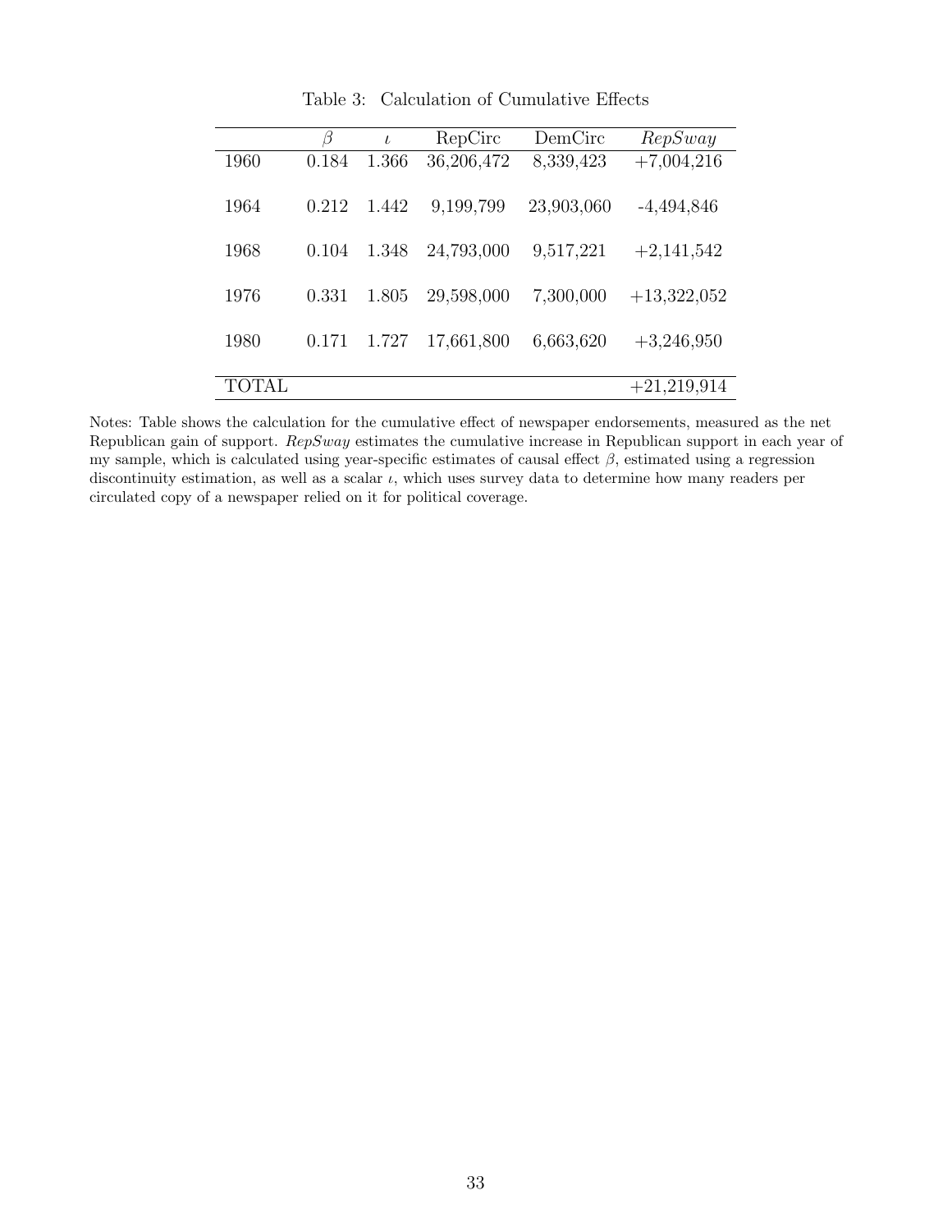Table 3: Calculation of Cumulative Effects

| | $\beta$ | $\iota$ | RepCirc | DemCirc | *RepSway* |
|---|---|---|---|---|---|
| 1960 | 0.184 | 1.366 | 36,206,472 | 8,339,423 | +7,004,216 |
| 1964 | 0.212 | 1.442 | 9,199,799 | 23,903,060 | -4,494,846 |
| 1968 | 0.104 | 1.348 | 24,793,000 | 9,517,221 | +2,141,542 |
| 1976 | 0.331 | 1.805 | 29,598,000 | 7,300,000 | +13,322,052 |
| 1980 | 0.171 | 1.727 | 17,661,800 | 6,663,620 | +3,246,950 |
| TOTAL | | | | | +21,219,914 |

Notes: Table shows the calculation for the cumulative effect of newspaper endorsements, measured as the net Republican gain of support. *RepSway* estimates the cumulative increase in Republican support in each year of my sample, which is calculated using year-specific estimates of causal effect $\beta$, estimated using a regression discontinuity estimation, as well as a scalar $\iota$, which uses survey data to determine how many readers per circulated copy of a newspaper relied on it for political coverage.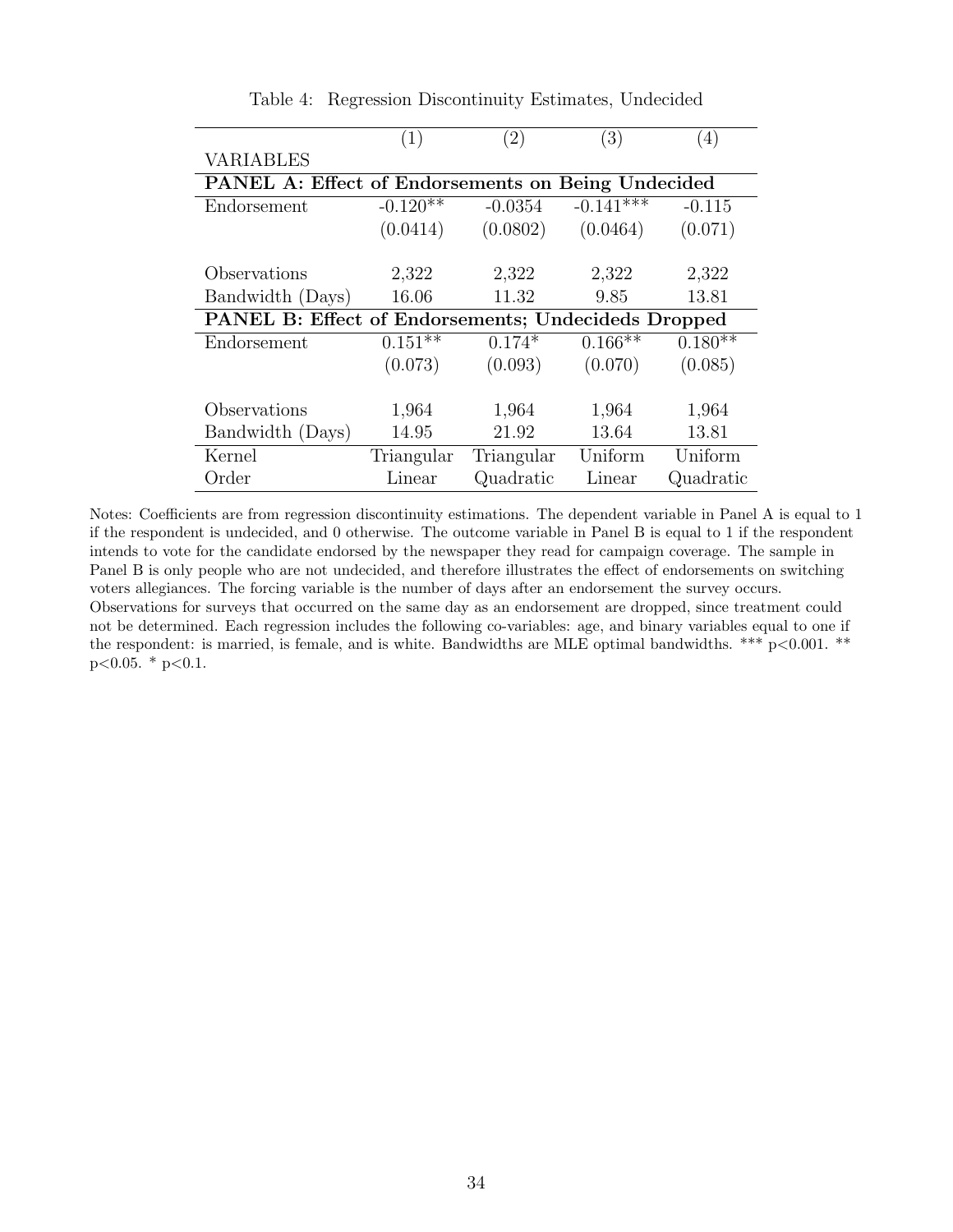Table 4: Regression Discontinuity Estimates, Undecided

| | (1) | (2) | (3) | (4) |
|---|---|---|---|---|
| VARIABLES | | | | |
| **PANEL A: Effect of Endorsements on Being Undecided** | | | | |
| Endorsement | -0.120** | -0.0354 | -0.141*** | -0.115 |
| | (0.0414) | (0.0802) | (0.0464) | (0.071) |
| Observations | 2,322 | 2,322 | 2,322 | 2,322 |
| Bandwidth (Days) | 16.06 | 11.32 | 9.85 | 13.81 |
| **PANEL B: Effect of Endorsements; Undecideds Dropped** | | | | |
| Endorsement | 0.151** | 0.174* | 0.166** | 0.180** |
| | (0.073) | (0.093) | (0.070) | (0.085) |
| Observations | 1,964 | 1,964 | 1,964 | 1,964 |
| Bandwidth (Days) | 14.95 | 21.92 | 13.64 | 13.81 |
| Kernel | Triangular | Triangular | Uniform | Uniform |
| Order | Linear | Quadratic | Linear | Quadratic |

Notes: Coefficients are from regression discontinuity estimations. The dependent variable in Panel A is equal to 1 if the respondent is undecided, and 0 otherwise. The outcome variable in Panel B is equal to 1 if the respondent intends to vote for the candidate endorsed by the newspaper they read for campaign coverage. The sample in Panel B is only people who are not undecided, and therefore illustrates the effect of endorsements on switching voters allegiances. The forcing variable is the number of days after an endorsement the survey occurs. Observations for surveys that occurred on the same day as an endorsement are dropped, since treatment could not be determined. Each regression includes the following co-variables: age, and binary variables equal to one if the respondent: is married, is female, and is white. Bandwidths are MLE optimal bandwidths. *** $p<0.001$. ** $p<0.05$. * $p<0.1$.